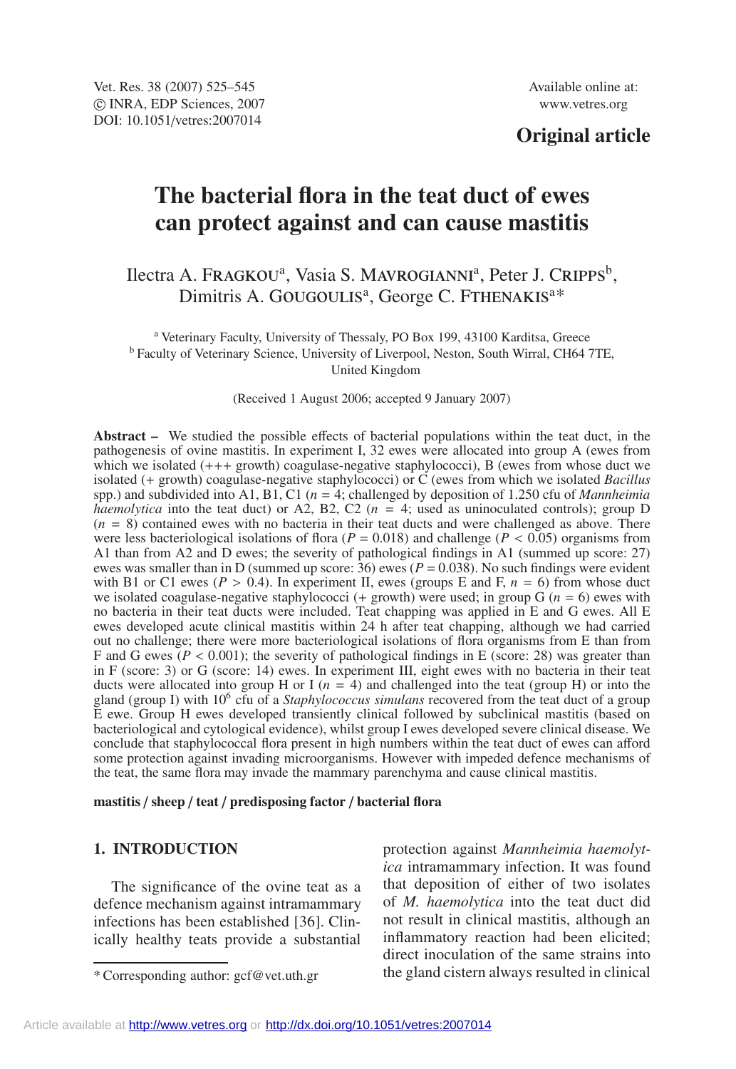Available online at: www.vetres.org

**Original article**

# The bacterial flora in the teat duct of ewes can protect against and can cause mastitis

Ilectra A. FRAGKOU[a], Vasia S. MAVROGIANNI[a], Peter J. CRIPPS[b], Dimitris A. GOUGOULIS[a], George C. FTHENAKIS[a]*

[a] Veterinary Faculty, University of Thessaly, PO Box 199, 43100 Karditsa, Greece
[b] Faculty of Veterinary Science, University of Liverpool, Neston, South Wirral, CH64 7TE, United Kingdom

(Received 1 August 2006; accepted 9 January 2007)

**Abstract –** We studied the possible effects of bacterial populations within the teat duct, in the pathogenesis of ovine mastitis. In experiment I, 32 ewes were allocated into group A (ewes from which we isolated (+++ growth) coagulase-negative staphylococci), B (ewes from whose duct we isolated (+ growth) coagulase-negative staphylococci) or C (ewes from which we isolated *Bacillus* spp.) and subdivided into A1, B1, C1 ($n = 4$; challenged by deposition of 1.250 cfu of *Mannheimia haemolytica* into the teat duct) or A2, B2, C2 ($n = 4$; used as uninoculated controls); group D ($n = 8$) contained ewes with no bacteria in their teat ducts and were challenged as above. There were less bacteriological isolations of flora ($P = 0.018$) and challenge ($P < 0.05$) organisms from A1 than from A2 and D ewes; the severity of pathological findings in A1 (summed up score: 27) ewes was smaller than in D (summed up score: 36) ewes ($P = 0.038$). No such findings were evident with B1 or C1 ewes ($P > 0.4$). In experiment II, ewes (groups E and F, $n = 6$) from whose duct we isolated coagulase-negative staphylococci (+ growth) were used; in group G ($n = 6$) ewes with no bacteria in their teat ducts were included. Teat chapping was applied in E and G ewes. All E ewes developed acute clinical mastitis within 24 h after teat chapping, although we had carried out no challenge; there were more bacteriological isolations of flora organisms from E than from F and G ewes ($P < 0.001$); the severity of pathological findings in E (score: 28) was greater than in F (score: 3) or G (score: 14) ewes. In experiment III, eight ewes with no bacteria in their teat ducts were allocated into group H or I ($n = 4$) and challenged into the teat (group H) or into the gland (group I) with $10^6$ cfu of a *Staphylococcus simulans* recovered from the teat duct of a group E ewe. Group H ewes developed transiently clinical followed by subclinical mastitis (based on bacteriological and cytological evidence), whilst group I ewes developed severe clinical disease. We conclude that staphylococcal flora present in high numbers within the teat duct of ewes can afford some protection against invading microorganisms. However with impeded defence mechanisms of the teat, the same flora may invade the mammary parenchyma and cause clinical mastitis.

**mastitis / sheep / teat / predisposing factor / bacterial flora**

## 1. INTRODUCTION

The significance of the ovine teat as a defence mechanism against intramammary infections has been established [36]. Clinically healthy teats provide a substantial protection against *Mannheimia haemolytica* intramammary infection. It was found that deposition of either of two isolates of *M. haemolytica* into the teat duct did not result in clinical mastitis, although an inflammatory reaction had been elicited; direct inoculation of the same strains into the gland cistern always resulted in clinical

* Corresponding author: gcf@vet.uth.gr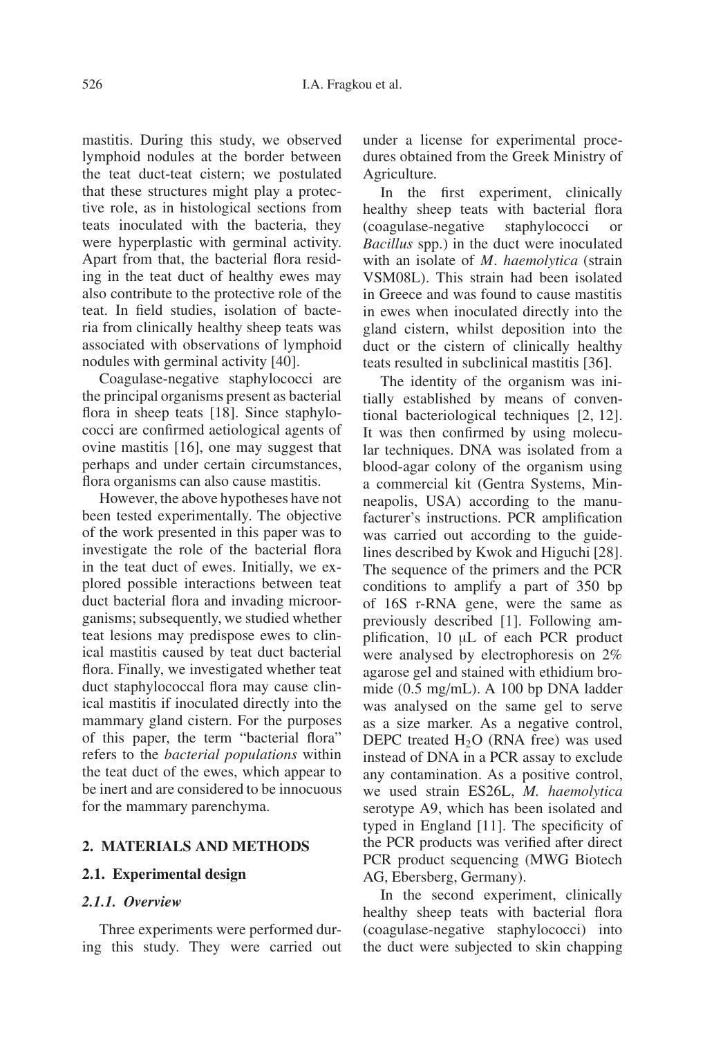mastitis. During this study, we observed lymphoid nodules at the border between the teat duct-teat cistern; we postulated that these structures might play a protective role, as in histological sections from teats inoculated with the bacteria, they were hyperplastic with germinal activity. Apart from that, the bacterial flora residing in the teat duct of healthy ewes may also contribute to the protective role of the teat. In field studies, isolation of bacteria from clinically healthy sheep teats was associated with observations of lymphoid nodules with germinal activity [40].

Coagulase-negative staphylococci are the principal organisms present as bacterial flora in sheep teats [18]. Since staphylococci are confirmed aetiological agents of ovine mastitis [16], one may suggest that perhaps and under certain circumstances, flora organisms can also cause mastitis.

However, the above hypotheses have not been tested experimentally. The objective of the work presented in this paper was to investigate the role of the bacterial flora in the teat duct of ewes. Initially, we explored possible interactions between teat duct bacterial flora and invading microorganisms; subsequently, we studied whether teat lesions may predispose ewes to clinical mastitis caused by teat duct bacterial flora. Finally, we investigated whether teat duct staphylococcal flora may cause clinical mastitis if inoculated directly into the mammary gland cistern. For the purposes of this paper, the term "bacterial flora" refers to the *bacterial populations* within the teat duct of the ewes, which appear to be inert and are considered to be innocuous for the mammary parenchyma.

## 2. MATERIALS AND METHODS

### 2.1. Experimental design

#### 2.1.1. Overview

Three experiments were performed during this study. They were carried out under a license for experimental procedures obtained from the Greek Ministry of Agriculture.

In the first experiment, clinically healthy sheep teats with bacterial flora (coagulase-negative staphylococci or *Bacillus* spp.) in the duct were inoculated with an isolate of *M. haemolytica* (strain VSM08L). This strain had been isolated in Greece and was found to cause mastitis in ewes when inoculated directly into the gland cistern, whilst deposition into the duct or the cistern of clinically healthy teats resulted in subclinical mastitis [36].

The identity of the organism was initially established by means of conventional bacteriological techniques [2, 12]. It was then confirmed by using molecular techniques. DNA was isolated from a blood-agar colony of the organism using a commercial kit (Gentra Systems, Minneapolis, USA) according to the manufacturer's instructions. PCR amplification was carried out according to the guidelines described by Kwok and Higuchi [28]. The sequence of the primers and the PCR conditions to amplify a part of 350 bp of 16S r-RNA gene, were the same as previously described [1]. Following amplification, 10 μL of each PCR product were analysed by electrophoresis on 2% agarose gel and stained with ethidium bromide (0.5 mg/mL). A 100 bp DNA ladder was analysed on the same gel to serve as a size marker. As a negative control, DEPC treated $H_2O$ (RNA free) was used instead of DNA in a PCR assay to exclude any contamination. As a positive control, we used strain ES26L, *M. haemolytica* serotype A9, which has been isolated and typed in England [11]. The specificity of the PCR products was verified after direct PCR product sequencing (MWG Biotech AG, Ebersberg, Germany).

In the second experiment, clinically healthy sheep teats with bacterial flora (coagulase-negative staphylococci) into the duct were subjected to skin chapping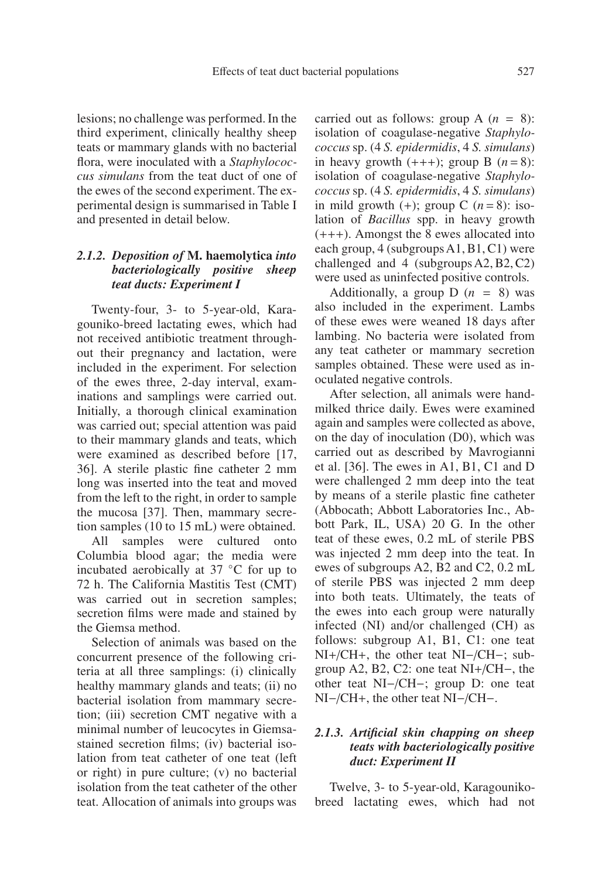lesions; no challenge was performed. In the third experiment, clinically healthy sheep teats or mammary glands with no bacterial flora, were inoculated with a *Staphylococcus simulans* from the teat duct of one of the ewes of the second experiment. The experimental design is summarised in Table I and presented in detail below.

### 2.1.2. *Deposition of* M. haemolytica *into bacteriologically positive sheep teat ducts: Experiment I*

Twenty-four, 3- to 5-year-old, Karagouniko-breed lactating ewes, which had not received antibiotic treatment throughout their pregnancy and lactation, were included in the experiment. For selection of the ewes three, 2-day interval, examinations and samplings were carried out. Initially, a thorough clinical examination was carried out; special attention was paid to their mammary glands and teats, which were examined as described before [17, 36]. A sterile plastic fine catheter 2 mm long was inserted into the teat and moved from the left to the right, in order to sample the mucosa [37]. Then, mammary secretion samples (10 to 15 mL) were obtained.

All samples were cultured onto Columbia blood agar; the media were incubated aerobically at 37 °C for up to 72 h. The California Mastitis Test (CMT) was carried out in secretion samples; secretion films were made and stained by the Giemsa method.

Selection of animals was based on the concurrent presence of the following criteria at all three samplings: (i) clinically healthy mammary glands and teats; (ii) no bacterial isolation from mammary secretion; (iii) secretion CMT negative with a minimal number of leucocytes in Giemsa-stained secretion films; (iv) bacterial isolation from teat catheter of one teat (left or right) in pure culture; (v) no bacterial isolation from the teat catheter of the other teat. Allocation of animals into groups was carried out as follows: group A ($n$ = 8): isolation of coagulase-negative *Staphylococcus* sp. (4 *S. epidermidis*, 4 *S. simulans*) in heavy growth (+++); group B ($n$ = 8): isolation of coagulase-negative *Staphylococcus* sp. (4 *S. epidermidis*, 4 *S. simulans*) in mild growth (+); group C ($n$ = 8): isolation of *Bacillus* spp. in heavy growth (+++). Amongst the 8 ewes allocated into each group, 4 (subgroups A1, B1, C1) were challenged and 4 (subgroups A2, B2, C2) were used as uninfected positive controls.

Additionally, a group D ($n$ = 8) was also included in the experiment. Lambs of these ewes were weaned 18 days after lambing. No bacteria were isolated from any teat catheter or mammary secretion samples obtained. These were used as inoculated negative controls.

After selection, all animals were hand-milked thrice daily. Ewes were examined again and samples were collected as above, on the day of inoculation (D0), which was carried out as described by Mavrogianni et al. [36]. The ewes in A1, B1, C1 and D were challenged 2 mm deep into the teat by means of a sterile plastic fine catheter (Abbocath; Abbott Laboratories Inc., Abbott Park, IL, USA) 20 G. In the other teat of these ewes, 0.2 mL of sterile PBS was injected 2 mm deep into the teat. In ewes of subgroups A2, B2 and C2, 0.2 mL of sterile PBS was injected 2 mm deep into both teats. Ultimately, the teats of the ewes into each group were naturally infected (NI) and/or challenged (CH) as follows: subgroup A1, B1, C1: one teat NI+/CH+, the other teat NI−/CH−; subgroup A2, B2, C2: one teat NI+/CH−, the other teat NI−/CH−; group D: one teat NI−/CH+, the other teat NI−/CH−.

### 2.1.3. *Artificial skin chapping on sheep teats with bacteriologically positive duct: Experiment II*

Twelve, 3- to 5-year-old, Karagouniko-breed lactating ewes, which had not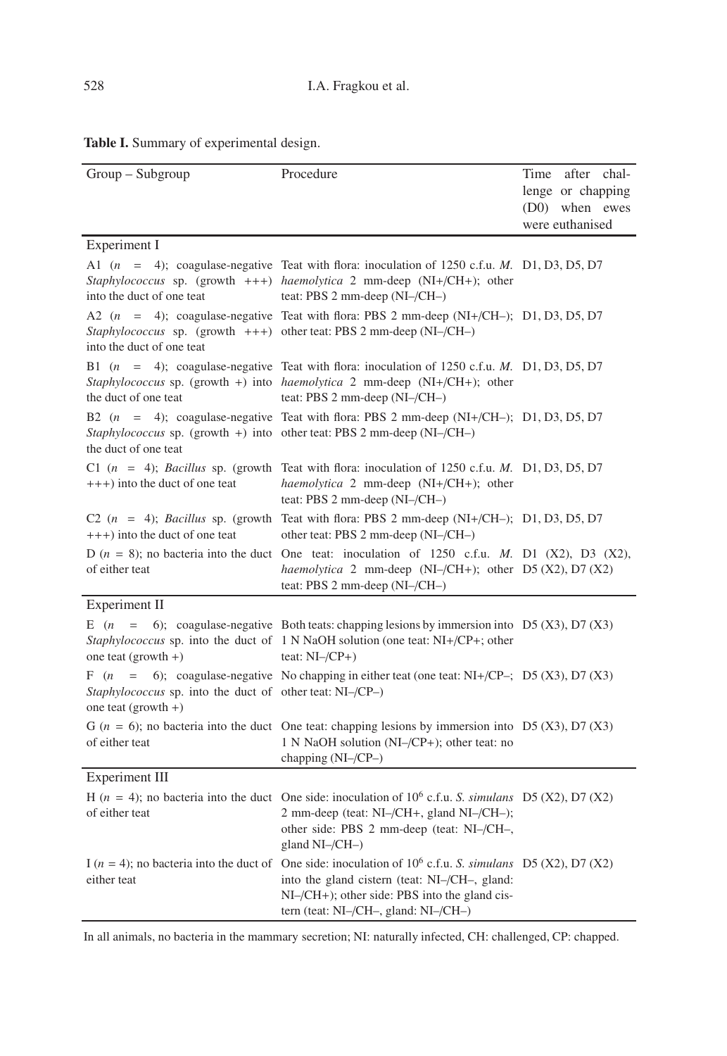**Table I.** Summary of experimental design.

| Group – Subgroup | Procedure | Time after challenge or chapping (D0) when ewes were euthanised |
|---|---|---|
| **Experiment I** | | |
| A1 ($n$ = 4); coagulase-negative *Staphylococcus* sp. (growth +++) into the duct of one teat | Teat with flora: inoculation of 1250 c.f.u. *M. haemolytica* 2 mm-deep (NI+/CH+); other teat: PBS 2 mm-deep (NI–/CH–) | D1, D3, D5, D7 |
| A2 ($n$ = 4); coagulase-negative *Staphylococcus* sp. (growth +++) into the duct of one teat | Teat with flora: PBS 2 mm-deep (NI+/CH–); other teat: PBS 2 mm-deep (NI–/CH–) | D1, D3, D5, D7 |
| B1 ($n$ = 4); coagulase-negative *Staphylococcus* sp. (growth +) into the duct of one teat | Teat with flora: inoculation of 1250 c.f.u. *M. haemolytica* 2 mm-deep (NI+/CH+); other teat: PBS 2 mm-deep (NI–/CH–) | D1, D3, D5, D7 |
| B2 ($n$ = 4); coagulase-negative *Staphylococcus* sp. (growth +) into the duct of one teat | Teat with flora: PBS 2 mm-deep (NI+/CH–); other teat: PBS 2 mm-deep (NI–/CH–) | D1, D3, D5, D7 |
| C1 ($n$ = 4); *Bacillus* sp. (growth +++) into the duct of one teat | Teat with flora: inoculation of 1250 c.f.u. *M. haemolytica* 2 mm-deep (NI+/CH+); other teat: PBS 2 mm-deep (NI–/CH–) | D1, D3, D5, D7 |
| C2 ($n$ = 4); *Bacillus* sp. (growth +++) into the duct of one teat | Teat with flora: PBS 2 mm-deep (NI+/CH–); other teat: PBS 2 mm-deep (NI–/CH–) | D1, D3, D5, D7 |
| D ($n$ = 8); no bacteria into the duct of either teat | One teat: inoculation of 1250 c.f.u. *M. haemolytica* 2 mm-deep (NI–/CH+); other teat: PBS 2 mm-deep (NI–/CH–) | D1 (X2), D3 (X2), D5 (X2), D7 (X2) |
| **Experiment II** | | |
| E ($n$ = 6); coagulase-negative *Staphylococcus* sp. into the duct of one teat (growth +) | Both teats: chapping lesions by immersion into 1 N NaOH solution (one teat: NI+/CP+; other teat: NI–/CP+) | D5 (X3), D7 (X3) |
| F ($n$ = 6); coagulase-negative *Staphylococcus* sp. into the duct of one teat (growth +) | No chapping in either teat (one teat: NI+/CP–; other teat: NI–/CP–) | D5 (X3), D7 (X3) |
| G ($n$ = 6); no bacteria into the duct of either teat | One teat: chapping lesions by immersion into 1 N NaOH solution (NI–/CP+); other teat: no chapping (NI–/CP–) | D5 (X3), D7 (X3) |
| **Experiment III** | | |
| H ($n$ = 4); no bacteria into the duct of either teat | One side: inoculation of $10^6$ c.f.u. *S. simulans* 2 mm-deep (teat: NI–/CH+, gland NI–/CH–); other side: PBS 2 mm-deep (teat: NI–/CH–, gland NI–/CH–) | D5 (X2), D7 (X2) |
| I ($n$ = 4); no bacteria into the duct of either teat | One side: inoculation of $10^6$ c.f.u. *S. simulans* into the gland cistern (teat: NI–/CH–, gland: NI–/CH+); other side: PBS into the gland cistern (teat: NI–/CH–, gland: NI–/CH–) | D5 (X2), D7 (X2) |

In all animals, no bacteria in the mammary secretion; NI: naturally infected, CH: challenged, CP: chapped.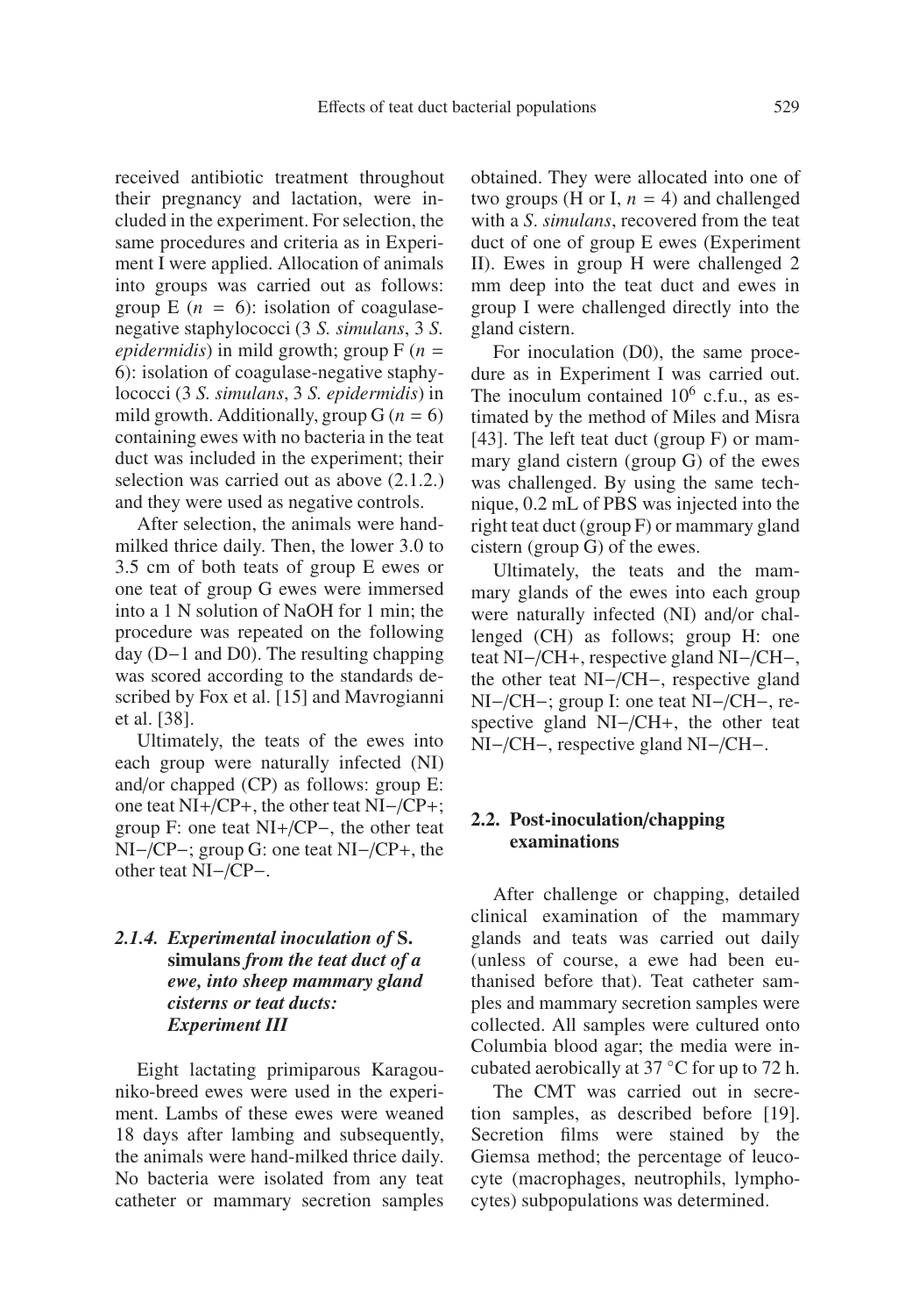received antibiotic treatment throughout their pregnancy and lactation, were included in the experiment. For selection, the same procedures and criteria as in Experiment I were applied. Allocation of animals into groups was carried out as follows: group E ($n$ = 6): isolation of coagulase-negative staphylococci (3 *S. simulans*, 3 *S. epidermidis*) in mild growth; group F ($n$ = 6): isolation of coagulase-negative staphylococci (3 *S. simulans*, 3 *S. epidermidis*) in mild growth. Additionally, group G ($n$ = 6) containing ewes with no bacteria in the teat duct was included in the experiment; their selection was carried out as above (2.1.2.) and they were used as negative controls.

After selection, the animals were hand-milked thrice daily. Then, the lower 3.0 to 3.5 cm of both teats of group E ewes or one teat of group G ewes were immersed into a 1 N solution of NaOH for 1 min; the procedure was repeated on the following day (D−1 and D0). The resulting chapping was scored according to the standards described by Fox et al. [15] and Mavrogianni et al. [38].

Ultimately, the teats of the ewes into each group were naturally infected (NI) and/or chapped (CP) as follows: group E: one teat NI+/CP+, the other teat NI−/CP+; group F: one teat NI+/CP−, the other teat NI−/CP−; group G: one teat NI−/CP+, the other teat NI−/CP−.

#### 2.1.4. *Experimental inoculation of* **S. simulans** *from the teat duct of a ewe, into sheep mammary gland cisterns or teat ducts: Experiment III*

Eight lactating primiparous Karagouniko-breed ewes were used in the experiment. Lambs of these ewes were weaned 18 days after lambing and subsequently, the animals were hand-milked thrice daily. No bacteria were isolated from any teat catheter or mammary secretion samples obtained. They were allocated into one of two groups (H or I, $n$ = 4) and challenged with a *S. simulans*, recovered from the teat duct of one of group E ewes (Experiment II). Ewes in group H were challenged 2 mm deep into the teat duct and ewes in group I were challenged directly into the gland cistern.

For inoculation (D0), the same procedure as in Experiment I was carried out. The inoculum contained $10^6$ c.f.u., as estimated by the method of Miles and Misra [43]. The left teat duct (group F) or mammary gland cistern (group G) of the ewes was challenged. By using the same technique, 0.2 mL of PBS was injected into the right teat duct (group F) or mammary gland cistern (group G) of the ewes.

Ultimately, the teats and the mammary glands of the ewes into each group were naturally infected (NI) and/or challenged (CH) as follows; group H: one teat NI−/CH+, respective gland NI−/CH−, the other teat NI−/CH−, respective gland NI−/CH−; group I: one teat NI−/CH−, respective gland NI−/CH+, the other teat NI−/CH−, respective gland NI−/CH−.

### 2.2. Post-inoculation/chapping examinations

After challenge or chapping, detailed clinical examination of the mammary glands and teats was carried out daily (unless of course, a ewe had been euthanised before that). Teat catheter samples and mammary secretion samples were collected. All samples were cultured onto Columbia blood agar; the media were incubated aerobically at 37 °C for up to 72 h.

The CMT was carried out in secretion samples, as described before [19]. Secretion films were stained by the Giemsa method; the percentage of leucocyte (macrophages, neutrophils, lymphocytes) subpopulations was determined.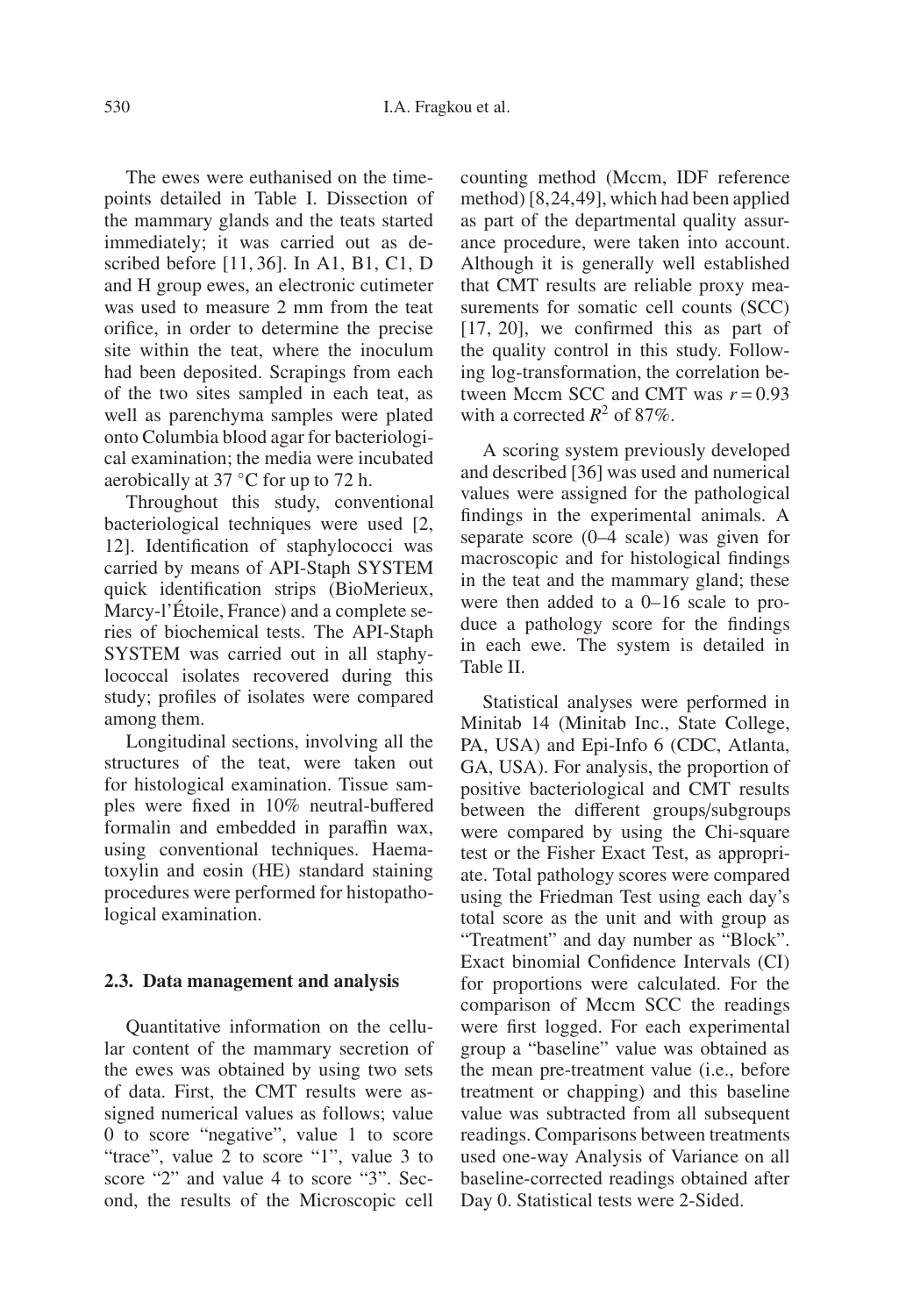The ewes were euthanised on the time-points detailed in Table I. Dissection of the mammary glands and the teats started immediately; it was carried out as described before [11, 36]. In A1, B1, C1, D and H group ewes, an electronic cutimeter was used to measure 2 mm from the teat orifice, in order to determine the precise site within the teat, where the inoculum had been deposited. Scrapings from each of the two sites sampled in each teat, as well as parenchyma samples were plated onto Columbia blood agar for bacteriological examination; the media were incubated aerobically at 37 °C for up to 72 h.

Throughout this study, conventional bacteriological techniques were used [2, 12]. Identification of staphylococci was carried by means of API-Staph SYSTEM quick identification strips (BioMerieux, Marcy-l'Étoile, France) and a complete series of biochemical tests. The API-Staph SYSTEM was carried out in all staphylococcal isolates recovered during this study; profiles of isolates were compared among them.

Longitudinal sections, involving all the structures of the teat, were taken out for histological examination. Tissue samples were fixed in 10% neutral-buffered formalin and embedded in paraffin wax, using conventional techniques. Haematoxylin and eosin (HE) standard staining procedures were performed for histopathological examination.

### 2.3. Data management and analysis

Quantitative information on the cellular content of the mammary secretion of the ewes was obtained by using two sets of data. First, the CMT results were assigned numerical values as follows; value 0 to score "negative", value 1 to score "trace", value 2 to score "1", value 3 to score "2" and value 4 to score "3". Second, the results of the Microscopic cell counting method (Mccm, IDF reference method) [8, 24, 49], which had been applied as part of the departmental quality assurance procedure, were taken into account. Although it is generally well established that CMT results are reliable proxy measurements for somatic cell counts (SCC) [17, 20], we confirmed this as part of the quality control in this study. Following log-transformation, the correlation between Mccm SCC and CMT was $r = 0.93$ with a corrected $R^2$ of 87%.

A scoring system previously developed and described [36] was used and numerical values were assigned for the pathological findings in the experimental animals. A separate score (0–4 scale) was given for macroscopic and for histological findings in the teat and the mammary gland; these were then added to a 0–16 scale to produce a pathology score for the findings in each ewe. The system is detailed in Table II.

Statistical analyses were performed in Minitab 14 (Minitab Inc., State College, PA, USA) and Epi-Info 6 (CDC, Atlanta, GA, USA). For analysis, the proportion of positive bacteriological and CMT results between the different groups/subgroups were compared by using the Chi-square test or the Fisher Exact Test, as appropriate. Total pathology scores were compared using the Friedman Test using each day's total score as the unit and with group as "Treatment" and day number as "Block". Exact binomial Confidence Intervals (CI) for proportions were calculated. For the comparison of Mccm SCC the readings were first logged. For each experimental group a "baseline" value was obtained as the mean pre-treatment value (i.e., before treatment or chapping) and this baseline value was subtracted from all subsequent readings. Comparisons between treatments used one-way Analysis of Variance on all baseline-corrected readings obtained after Day 0. Statistical tests were 2-Sided.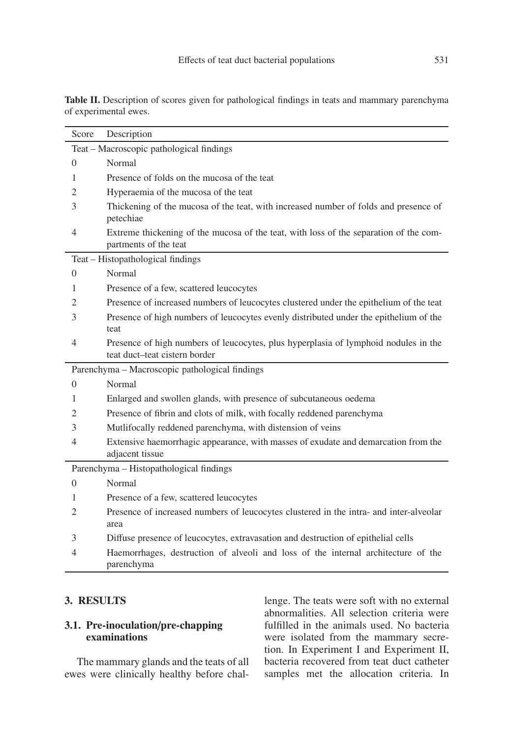**Table II.** Description of scores given for pathological findings in teats and mammary parenchyma of experimental ewes.

| Score | Description |
|---|---|
| Teat – Macroscopic pathological findings | |
| 0 | Normal |
| 1 | Presence of folds on the mucosa of the teat |
| 2 | Hyperaemia of the mucosa of the teat |
| 3 | Thickening of the mucosa of the teat, with increased number of folds and presence of petechiae |
| 4 | Extreme thickening of the mucosa of the teat, with loss of the separation of the compartments of the teat |
| Teat – Histopathological findings | |
| 0 | Normal |
| 1 | Presence of a few, scattered leucocytes |
| 2 | Presence of increased numbers of leucocytes clustered under the epithelium of the teat |
| 3 | Presence of high numbers of leucocytes evenly distributed under the epithelium of the teat |
| 4 | Presence of high numbers of leucocytes, plus hyperplasia of lymphoid nodules in the teat duct–teat cistern border |
| Parenchyma – Macroscopic pathological findings | |
| 0 | Normal |
| 1 | Enlarged and swollen glands, with presence of subcutaneous oedema |
| 2 | Presence of fibrin and clots of milk, with focally reddened parenchyma |
| 3 | Mutlifocally reddened parenchyma, with distension of veins |
| 4 | Extensive haemorrhagic appearance, with masses of exudate and demarcation from the adjacent tissue |
| Parenchyma – Histopathological findings | |
| 0 | Normal |
| 1 | Presence of a few, scattered leucocytes |
| 2 | Presence of increased numbers of leucocytes clustered in the intra- and inter-alveolar area |
| 3 | Diffuse presence of leucocytes, extravasation and destruction of epithelial cells |
| 4 | Haemorrhages, destruction of alveoli and loss of the internal architecture of the parenchyma |

## 3. RESULTS

### 3.1. Pre-inoculation/pre-chapping examinations

The mammary glands and the teats of all ewes were clinically healthy before challenge. The teats were soft with no external abnormalities. All selection criteria were fulfilled in the animals used. No bacteria were isolated from the mammary secretion. In Experiment I and Experiment II, bacteria recovered from teat duct catheter samples met the allocation criteria. In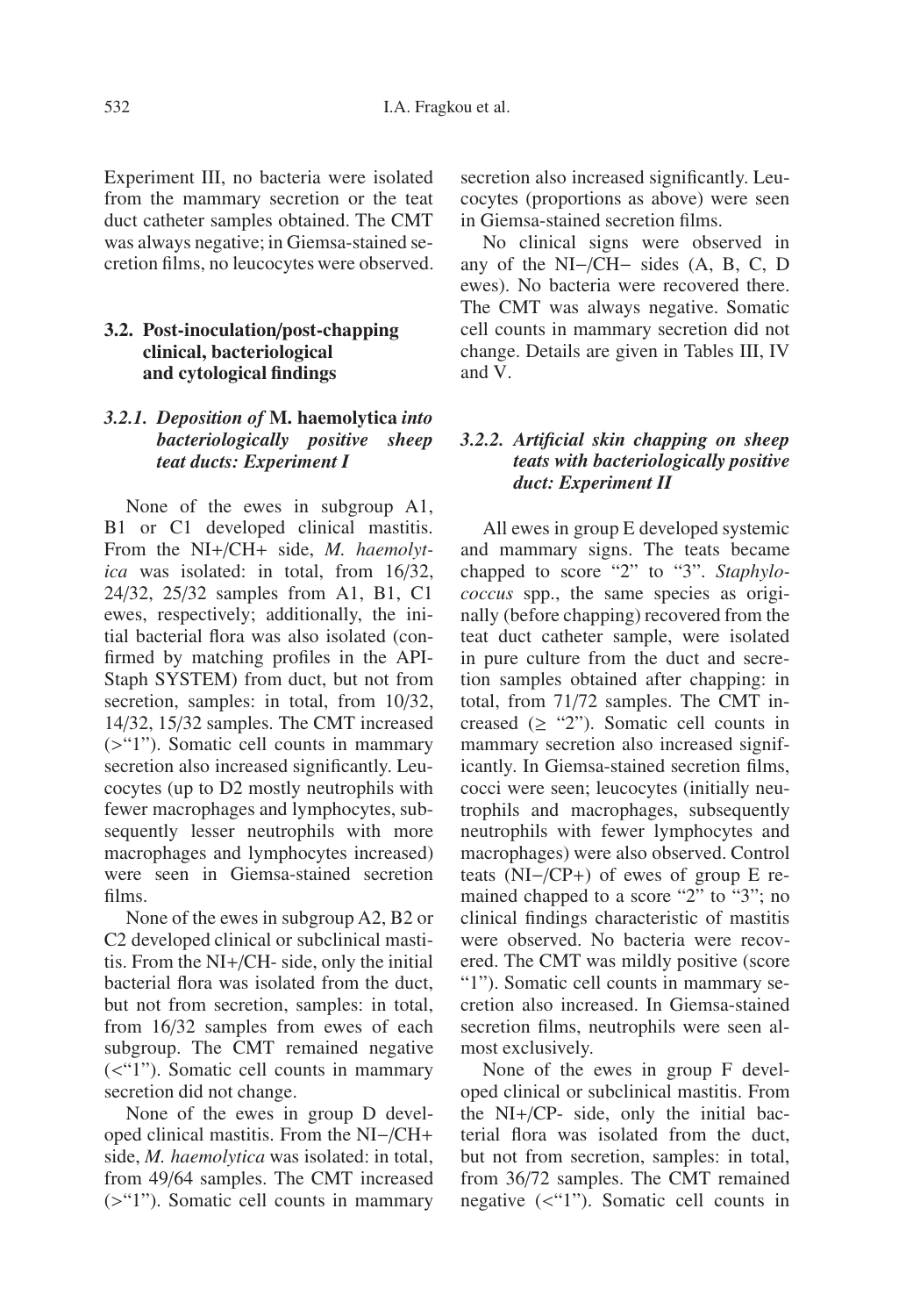Experiment III, no bacteria were isolated from the mammary secretion or the teat duct catheter samples obtained. The CMT was always negative; in Giemsa-stained secretion films, no leucocytes were observed.

### 3.2. Post-inoculation/post-chapping clinical, bacteriological and cytological findings

#### 3.2.1. *Deposition of* M. haemolytica *into bacteriologically positive sheep teat ducts: Experiment I*

None of the ewes in subgroup A1, B1 or C1 developed clinical mastitis. From the NI+/CH+ side, *M. haemolytica* was isolated: in total, from 16/32, 24/32, 25/32 samples from A1, B1, C1 ewes, respectively; additionally, the initial bacterial flora was also isolated (confirmed by matching profiles in the API-Staph SYSTEM) from duct, but not from secretion, samples: in total, from 10/32, 14/32, 15/32 samples. The CMT increased (>"1"). Somatic cell counts in mammary secretion also increased significantly. Leucocytes (up to D2 mostly neutrophils with fewer macrophages and lymphocytes, subsequently lesser neutrophils with more macrophages and lymphocytes increased) were seen in Giemsa-stained secretion films.

None of the ewes in subgroup A2, B2 or C2 developed clinical or subclinical mastitis. From the NI+/CH- side, only the initial bacterial flora was isolated from the duct, but not from secretion, samples: in total, from 16/32 samples from ewes of each subgroup. The CMT remained negative (<"1"). Somatic cell counts in mammary secretion did not change.

None of the ewes in group D developed clinical mastitis. From the NI−/CH+ side, *M. haemolytica* was isolated: in total, from 49/64 samples. The CMT increased (>"1"). Somatic cell counts in mammary secretion also increased significantly. Leucocytes (proportions as above) were seen in Giemsa-stained secretion films.

No clinical signs were observed in any of the NI−/CH− sides (A, B, C, D ewes). No bacteria were recovered there. The CMT was always negative. Somatic cell counts in mammary secretion did not change. Details are given in Tables III, IV and V.

#### 3.2.2. *Artificial skin chapping on sheep teats with bacteriologically positive duct: Experiment II*

All ewes in group E developed systemic and mammary signs. The teats became chapped to score "2" to "3". *Staphylococcus* spp., the same species as originally (before chapping) recovered from the teat duct catheter sample, were isolated in pure culture from the duct and secretion samples obtained after chapping: in total, from 71/72 samples. The CMT increased (≥ "2"). Somatic cell counts in mammary secretion also increased significantly. In Giemsa-stained secretion films, cocci were seen; leucocytes (initially neutrophils and macrophages, subsequently neutrophils with fewer lymphocytes and macrophages) were also observed. Control teats (NI−/CP+) of ewes of group E remained chapped to a score "2" to "3"; no clinical findings characteristic of mastitis were observed. No bacteria were recovered. The CMT was mildly positive (score "1"). Somatic cell counts in mammary secretion also increased. In Giemsa-stained secretion films, neutrophils were seen almost exclusively.

None of the ewes in group F developed clinical or subclinical mastitis. From the NI+/CP- side, only the initial bacterial flora was isolated from the duct, but not from secretion, samples: in total, from 36/72 samples. The CMT remained negative (<"1"). Somatic cell counts in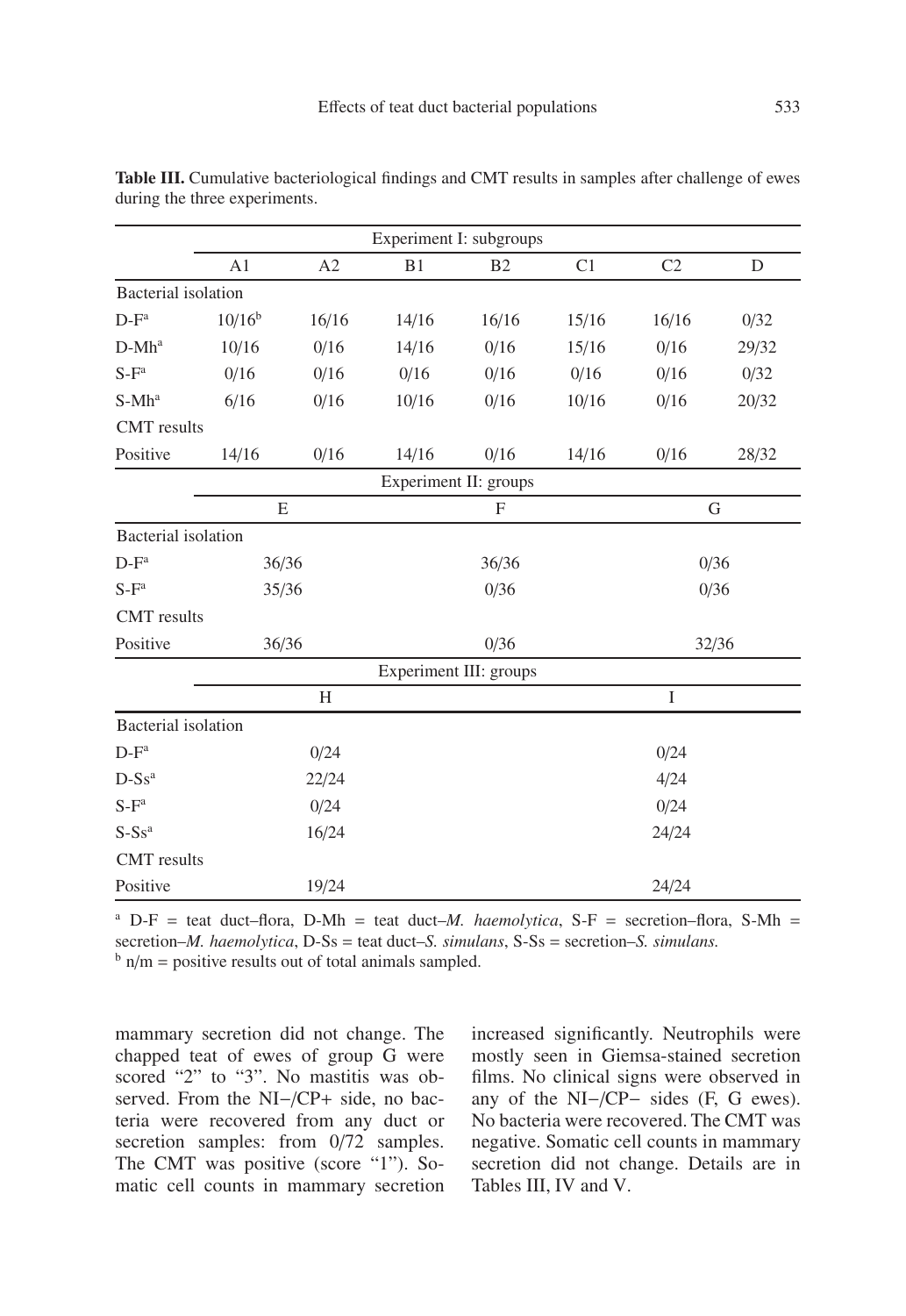**Table III.** Cumulative bacteriological findings and CMT results in samples after challenge of ewes during the three experiments.

| | Experiment I: subgroups | | | | | | |
|---|---|---|---|---|---|---|---|
| | A1 | A2 | B1 | B2 | C1 | C2 | D |
| Bacterial isolation | | | | | | | |
| D-F[a] | 10/16[b] | 16/16 | 14/16 | 16/16 | 15/16 | 16/16 | 0/32 |
| D-Mh[a] | 10/16 | 0/16 | 14/16 | 0/16 | 15/16 | 0/16 | 29/32 |
| S-F[a] | 0/16 | 0/16 | 0/16 | 0/16 | 0/16 | 0/16 | 0/32 |
| S-Mh[a] | 6/16 | 0/16 | 10/16 | 0/16 | 10/16 | 0/16 | 20/32 |
| CMT results | | | | | | | |
| Positive | 14/16 | 0/16 | 14/16 | 0/16 | 14/16 | 0/16 | 28/32 |

| | Experiment II: groups | | |
|---|---|---|---|
| | E | F | G |
| Bacterial isolation | | | |
| D-F[a] | 36/36 | 36/36 | 0/36 |
| S-F[a] | 35/36 | 0/36 | 0/36 |
| CMT results | | | |
| Positive | 36/36 | 0/36 | 32/36 |

| | Experiment III: groups | |
|---|---|---|
| | H | I |
| Bacterial isolation | | |
| D-F[a] | 0/24 | 0/24 |
| D-Ss[a] | 22/24 | 4/24 |
| S-F[a] | 0/24 | 0/24 |
| S-Ss[a] | 16/24 | 24/24 |
| CMT results | | |
| Positive | 19/24 | 24/24 |

[a] D-F = teat duct–flora, D-Mh = teat duct–*M. haemolytica*, S-F = secretion–flora, S-Mh = secretion–*M. haemolytica*, D-Ss = teat duct–*S. simulans*, S-Ss = secretion–*S. simulans.*
[b] n/m = positive results out of total animals sampled.

mammary secretion did not change. The chapped teat of ewes of group G were scored "2" to "3". No mastitis was observed. From the NI−/CP+ side, no bacteria were recovered from any duct or secretion samples: from 0/72 samples. The CMT was positive (score "1"). Somatic cell counts in mammary secretion increased significantly. Neutrophils were mostly seen in Giemsa-stained secretion films. No clinical signs were observed in any of the NI−/CP− sides (F, G ewes). No bacteria were recovered. The CMT was negative. Somatic cell counts in mammary secretion did not change. Details are in Tables III, IV and V.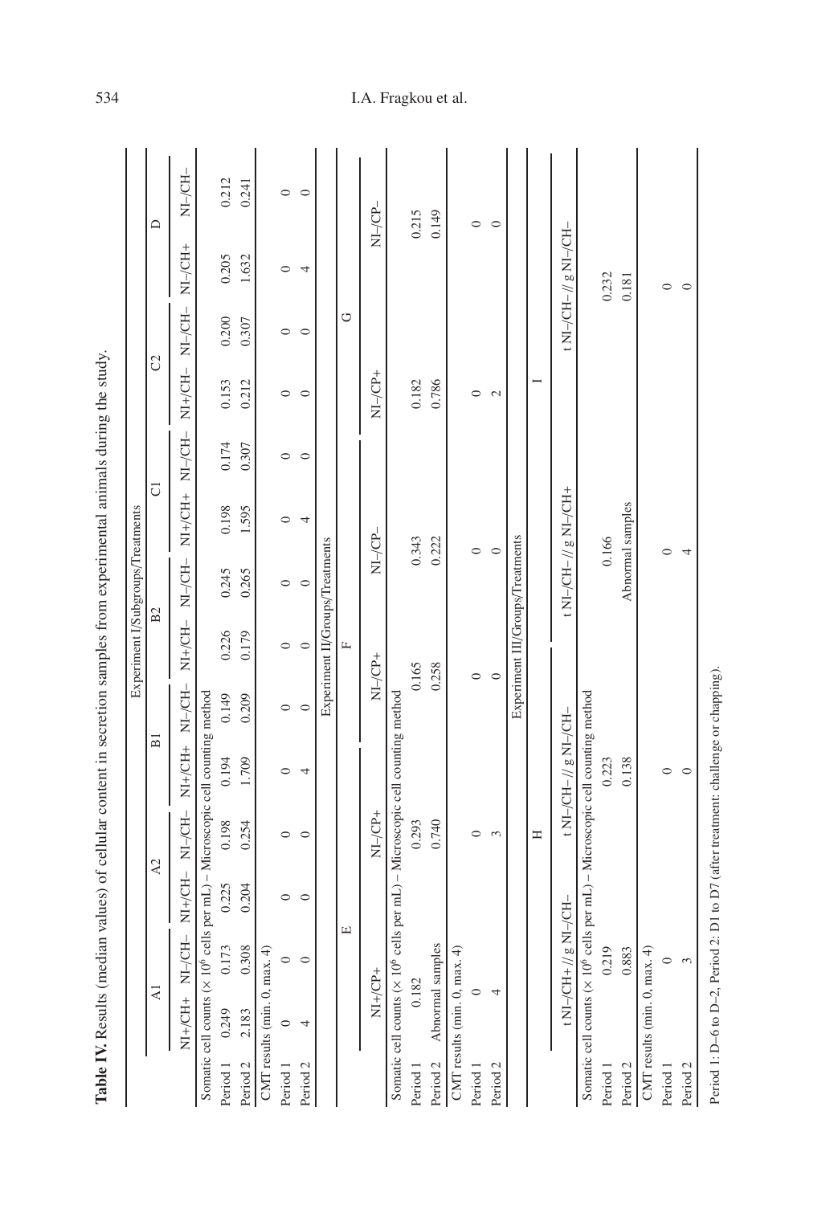**Table IV.** Results (median values) of cellular content in secretion samples from experimental animals during the study.

| | Experiment I/Subgroups/Treatments | | | | | | | | | | | | | | | |
|---|---|---|---|---|---|---|---|---|---|---|---|---|---|---|---|---|
| | A1 | | A2 | | B1 | | B2 | | C1 | | C2 | | D | |
| | NI+/CH+ | NI−/CH− | NI+/CH− | NI−/CH− | NI+/CH+ | NI−/CH− | NI+/CH− | NI−/CH− | NI+/CH+ | NI−/CH− | NI+/CH− | NI−/CH− | NI−/CH+ | NI−/CH− |
| Somatic cell counts ($\times 10^6$ cells per mL) – Microscopic cell counting method | | | | | | | | | | | | | | |
| Period 1 | 0.249 | 0.173 | 0.225 | 0.198 | 0.194 | 0.149 | 0.226 | 0.245 | 0.198 | 0.174 | 0.153 | 0.200 | 0.205 | 0.212 |
| Period 2 | 2.183 | 0.308 | 0.204 | 0.254 | 1.709 | 0.209 | 0.179 | 0.265 | 1.595 | 0.307 | 0.212 | 0.307 | 1.632 | 0.241 |
| CMT results (min. 0, max. 4) | | | | | | | | | | | | | | |
| Period 1 | 0 | 0 | 0 | 0 | 0 | 0 | 0 | 0 | 0 | 0 | 0 | 0 | 0 | 0 |
| Period 2 | 4 | 0 | 0 | 0 | 4 | 0 | 0 | 0 | 4 | 0 | 0 | 0 | 4 | 0 |

| | Experiment II/Groups/Treatments | | | | | |
|---|---|---|---|---|---|---|
| | E | | F | | G | |
| | NI+/CP+ | NI−/CP+ | NI−/CP+ | NI−/CP− | NI−/CP+ | NI−/CP− |
| Somatic cell counts ($\times 10^6$ cells per mL) – Microscopic cell counting method | | | | | | |
| Period 1 | 0.182 | 0.293 | 0.165 | 0.343 | 0.182 | 0.215 |
| Period 2 | Abnormal samples | 0.740 | 0.258 | 0.222 | 0.786 | 0.149 |
| CMT results (min. 0, max. 4) | | | | | | |
| Period 1 | 0 | 0 | 0 | 0 | 0 | 0 |
| Period 2 | 4 | 3 | 0 | 0 | 2 | 0 |

| | Experiment III/Groups/Treatments | | | |
|---|---|---|---|---|
| | H | | I | |
| | t NI−/CH+ // g NI−/CH− | t NI−/CH− // g NI−/CH− | t NI−/CH− // g NI−/CH+ | t NI−/CH− // g NI−/CH− |
| Somatic cell counts ($\times 10^6$ cells per mL) – Microscopic cell counting method | | | | |
| Period 1 | 0.219 | 0.223 | 0.166 | 0.232 |
| Period 2 | 0.883 | 0.138 | Abnormal samples | 0.181 |
| CMT results (min. 0, max. 4) | | | | |
| Period 1 | 0 | 0 | 0 | 0 |
| Period 2 | 3 | 0 | 4 | 0 |

Period 1: D−6 to D−2, Period 2: D1 to D7 (after treatment: challenge or chapping).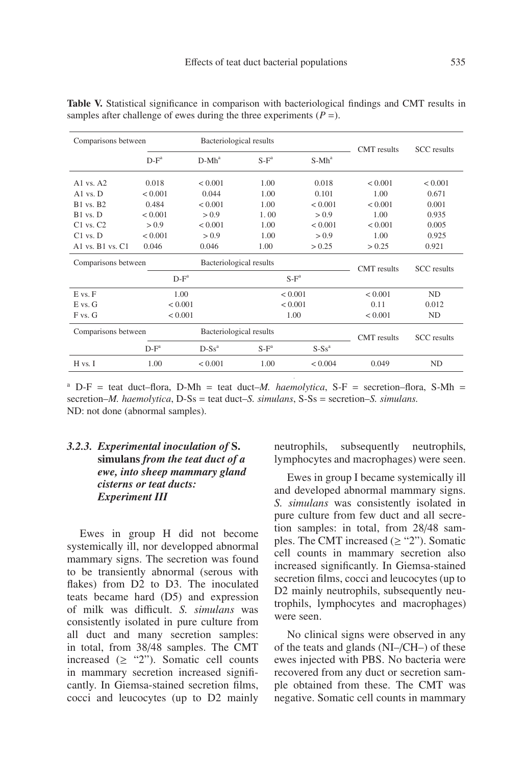**Table V.** Statistical significance in comparison with bacteriological findings and CMT results in samples after challenge of ewes during the three experiments (*P* =).

| Comparisons between | Bacteriological results | | | | CMT results | SCC results |
|---|---|---|---|---|---|---|
| | D-F[a] | D-Mh[a] | S-F[a] | S-Mh[a] | | |
| A1 vs. A2 | 0.018 | < 0.001 | 1.00 | 0.018 | < 0.001 | < 0.001 |
| A1 vs. D | < 0.001 | 0.044 | 1.00 | 0.101 | 1.00 | 0.671 |
| B1 vs. B2 | 0.484 | < 0.001 | 1.00 | < 0.001 | < 0.001 | 0.001 |
| B1 vs. D | < 0.001 | > 0.9 | 1. 00 | > 0.9 | 1.00 | 0.935 |
| C1 vs. C2 | > 0.9 | < 0.001 | 1.00 | < 0.001 | < 0.001 | 0.005 |
| C1 vs. D | < 0.001 | > 0.9 | 1.00 | > 0.9 | 1.00 | 0.925 |
| A1 vs. B1 vs. C1 | 0.046 | 0.046 | 1.00 | > 0.25 | > 0.25 | 0.921 |

| Comparisons between | Bacteriological results | | CMT results | SCC results |
|---|---|---|---|---|
| | D-F[a] | S-F[a] | | |
| E vs. F | 1.00 | < 0.001 | < 0.001 | ND |
| E vs. G | < 0.001 | < 0.001 | 0.11 | 0.012 |
| F vs. G | < 0.001 | 1.00 | < 0.001 | ND |

| Comparisons between | Bacteriological results | | | | CMT results | SCC results |
|---|---|---|---|---|---|---|
| | D-F[a] | D-Ss[a] | S-F[a] | S-Ss[a] | | |
| H vs. I | 1.00 | < 0.001 | 1.00 | < 0.004 | 0.049 | ND |

[a] D-F = teat duct–flora, D-Mh = teat duct–*M. haemolytica*, S-F = secretion–flora, S-Mh = secretion–*M. haemolytica*, D-Ss = teat duct–*S. simulans*, S-Ss = secretion–*S. simulans.*
ND: not done (abnormal samples).

### 3.2.3. *Experimental inoculation of* S. simulans *from the teat duct of a ewe, into sheep mammary gland cisterns or teat ducts: Experiment III*

Ewes in group H did not become systemically ill, nor developped abnormal mammary signs. The secretion was found to be transiently abnormal (serous with flakes) from D2 to D3. The inoculated teats became hard (D5) and expression of milk was difficult. *S. simulans* was consistently isolated in pure culture from all duct and many secretion samples: in total, from 38/48 samples. The CMT increased (≥ "2"). Somatic cell counts in mammary secretion increased significantly. In Giemsa-stained secretion films, cocci and leucocytes (up to D2 mainly neutrophils, subsequently neutrophils, lymphocytes and macrophages) were seen.

Ewes in group I became systemically ill and developed abnormal mammary signs. *S. simulans* was consistently isolated in pure culture from few duct and all secretion samples: in total, from 28/48 samples. The CMT increased (≥ "2"). Somatic cell counts in mammary secretion also increased significantly. In Giemsa-stained secretion films, cocci and leucocytes (up to D2 mainly neutrophils, subsequently neutrophils, lymphocytes and macrophages) were seen.

No clinical signs were observed in any of the teats and glands (NI–/CH–) of these ewes injected with PBS. No bacteria were recovered from any duct or secretion sample obtained from these. The CMT was negative. Somatic cell counts in mammary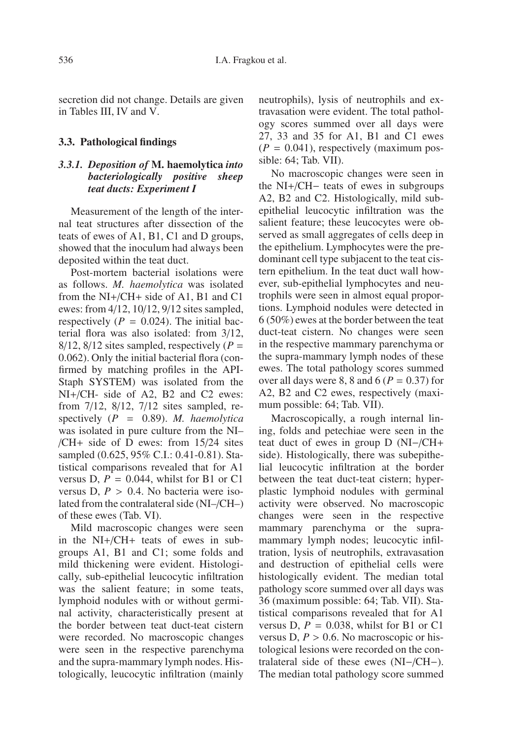secretion did not change. Details are given in Tables III, IV and V.

### 3.3. Pathological findings

#### 3.3.1. *Deposition of* M. haemolytica *into bacteriologically positive sheep teat ducts: Experiment I*

Measurement of the length of the internal teat structures after dissection of the teats of ewes of A1, B1, C1 and D groups, showed that the inoculum had always been deposited within the teat duct.

Post-mortem bacterial isolations were as follows. *M. haemolytica* was isolated from the NI+/CH+ side of A1, B1 and C1 ewes: from 4/12, 10/12, 9/12 sites sampled, respectively ($P = 0.024$). The initial bacterial flora was also isolated: from 3/12, 8/12, 8/12 sites sampled, respectively ($P = 0.062$). Only the initial bacterial flora (confirmed by matching profiles in the API-Staph SYSTEM) was isolated from the NI+/CH- side of A2, B2 and C2 ewes: from 7/12, 8/12, 7/12 sites sampled, respectively ($P = 0.89$). *M. haemolytica* was isolated in pure culture from the NI–/CH+ side of D ewes: from 15/24 sites sampled (0.625, 95% C.I.: 0.41-0.81). Statistical comparisons revealed that for A1 versus D, $P = 0.044$, whilst for B1 or C1 versus D, $P > 0.4$. No bacteria were isolated from the contralateral side (NI–/CH–) of these ewes (Tab. VI).

Mild macroscopic changes were seen in the NI+/CH+ teats of ewes in subgroups A1, B1 and C1; some folds and mild thickening were evident. Histologically, sub-epithelial leucocytic infiltration was the salient feature; in some teats, lymphoid nodules with or without germinal activity, characteristically present at the border between teat duct-teat cistern were recorded. No macroscopic changes were seen in the respective parenchyma and the supra-mammary lymph nodes. Histologically, leucocytic infiltration (mainly neutrophils), lysis of neutrophils and extravasation were evident. The total pathology scores summed over all days were 27, 33 and 35 for A1, B1 and C1 ewes ($P = 0.041$), respectively (maximum possible: 64; Tab. VII).

No macroscopic changes were seen in the NI+/CH− teats of ewes in subgroups A2, B2 and C2. Histologically, mild sub-epithelial leucocytic infiltration was the salient feature; these leucocytes were observed as small aggregates of cells deep in the epithelium. Lymphocytes were the predominant cell type subjacent to the teat cistern epithelium. In the teat duct wall however, sub-epithelial lymphocytes and neutrophils were seen in almost equal proportions. Lymphoid nodules were detected in 6 (50%) ewes at the border between the teat duct-teat cistern. No changes were seen in the respective mammary parenchyma or the supra-mammary lymph nodes of these ewes. The total pathology scores summed over all days were 8, 8 and 6 ($P = 0.37$) for A2, B2 and C2 ewes, respectively (maximum possible: 64; Tab. VII).

Macroscopically, a rough internal lining, folds and petechiae were seen in the teat duct of ewes in group D (NI−/CH+ side). Histologically, there was subepithelial leucocytic infiltration at the border between the teat duct-teat cistern; hyperplastic lymphoid nodules with germinal activity were observed. No macroscopic changes were seen in the respective mammary parenchyma or the supra-mammary lymph nodes; leucocytic infiltration, lysis of neutrophils, extravasation and destruction of epithelial cells were histologically evident. The median total pathology score summed over all days was 36 (maximum possible: 64; Tab. VII). Statistical comparisons revealed that for A1 versus D, $P = 0.038$, whilst for B1 or C1 versus D, $P > 0.6$. No macroscopic or histological lesions were recorded on the contralateral side of these ewes (NI−/CH−). The median total pathology score summed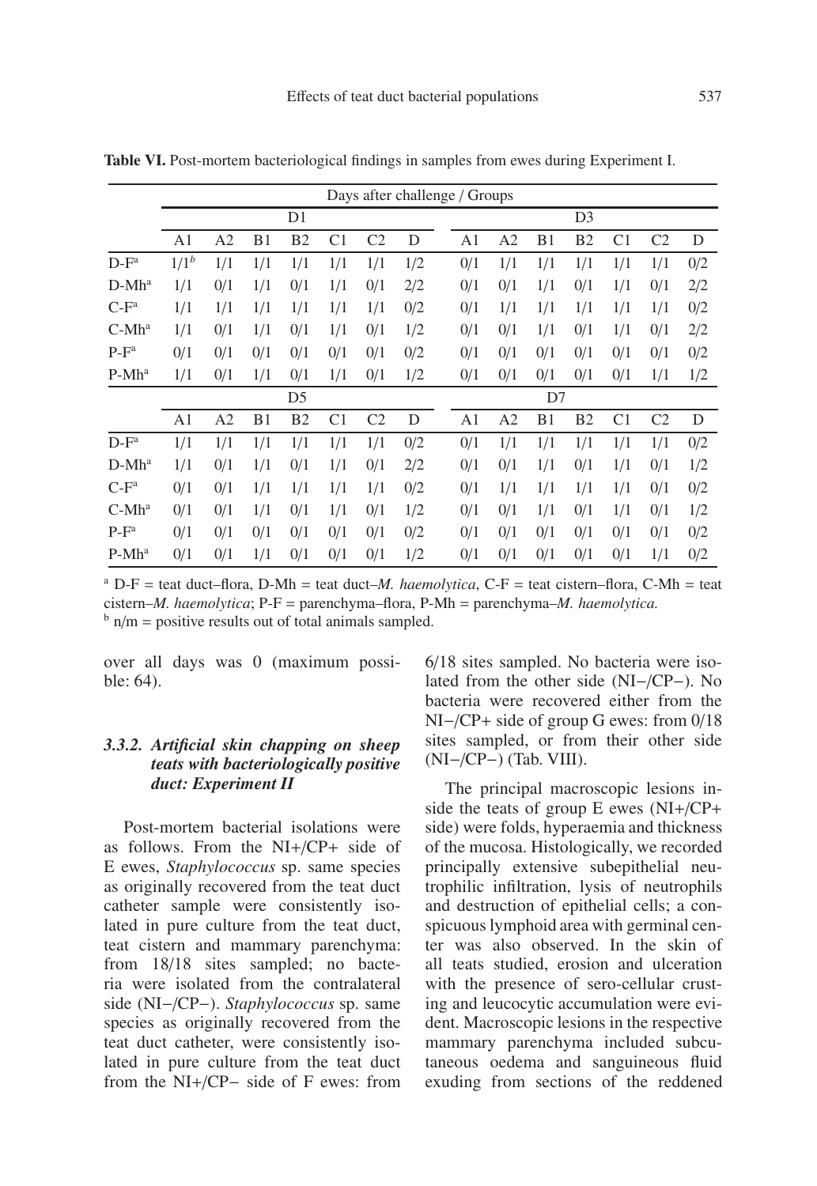**Table VI.** Post-mortem bacteriological findings in samples from ewes during Experiment I.

| | Days after challenge / Groups | | | | | | | | | | | | | |
|---|---|---|---|---|---|---|---|---|---|---|---|---|---|---|
| | D1 | | | | | | | D3 | | | | | | |
| | A1 | A2 | B1 | B2 | C1 | C2 | D | A1 | A2 | B1 | B2 | C1 | C2 | D |
| D-F[a] | 1/1[b] | 1/1 | 1/1 | 1/1 | 1/1 | 1/1 | 1/2 | 0/1 | 1/1 | 1/1 | 1/1 | 1/1 | 1/1 | 0/2 |
| D-Mh[a] | 1/1 | 0/1 | 1/1 | 0/1 | 1/1 | 0/1 | 2/2 | 0/1 | 0/1 | 1/1 | 0/1 | 1/1 | 0/1 | 2/2 |
| C-F[a] | 1/1 | 1/1 | 1/1 | 1/1 | 1/1 | 1/1 | 0/2 | 0/1 | 1/1 | 1/1 | 1/1 | 1/1 | 1/1 | 0/2 |
| C-Mh[a] | 1/1 | 0/1 | 1/1 | 0/1 | 1/1 | 0/1 | 1/2 | 0/1 | 0/1 | 1/1 | 0/1 | 1/1 | 0/1 | 2/2 |
| P-F[a] | 0/1 | 0/1 | 0/1 | 0/1 | 0/1 | 0/1 | 0/2 | 0/1 | 0/1 | 0/1 | 0/1 | 0/1 | 0/1 | 0/2 |
| P-Mh[a] | 1/1 | 0/1 | 1/1 | 0/1 | 1/1 | 0/1 | 1/2 | 0/1 | 0/1 | 0/1 | 0/1 | 0/1 | 1/1 | 1/2 |
| | D5 | | | | | | | D7 | | | | | | |
| | A1 | A2 | B1 | B2 | C1 | C2 | D | A1 | A2 | B1 | B2 | C1 | C2 | D |
| D-F[a] | 1/1 | 1/1 | 1/1 | 1/1 | 1/1 | 1/1 | 0/2 | 0/1 | 1/1 | 1/1 | 1/1 | 1/1 | 1/1 | 0/2 |
| D-Mh[a] | 1/1 | 0/1 | 1/1 | 0/1 | 1/1 | 0/1 | 2/2 | 0/1 | 0/1 | 1/1 | 0/1 | 1/1 | 0/1 | 1/2 |
| C-F[a] | 0/1 | 0/1 | 1/1 | 1/1 | 1/1 | 1/1 | 0/2 | 0/1 | 1/1 | 1/1 | 1/1 | 1/1 | 0/1 | 0/2 |
| C-Mh[a] | 0/1 | 0/1 | 1/1 | 0/1 | 1/1 | 0/1 | 1/2 | 0/1 | 0/1 | 1/1 | 0/1 | 1/1 | 0/1 | 1/2 |
| P-F[a] | 0/1 | 0/1 | 0/1 | 0/1 | 0/1 | 0/1 | 0/2 | 0/1 | 0/1 | 0/1 | 0/1 | 0/1 | 0/1 | 0/2 |
| P-Mh[a] | 0/1 | 0/1 | 1/1 | 0/1 | 0/1 | 0/1 | 1/2 | 0/1 | 0/1 | 0/1 | 0/1 | 0/1 | 1/1 | 0/2 |

[a] D-F = teat duct–flora, D-Mh = teat duct–*M. haemolytica*, C-F = teat cistern–flora, C-Mh = teat cistern–*M. haemolytica*; P-F = parenchyma–flora, P-Mh = parenchyma–*M. haemolytica.*
[b] n/m = positive results out of total animals sampled.

over all days was 0 (maximum possible: 64).

### 3.3.2. *Artificial skin chapping on sheep teats with bacteriologically positive duct: Experiment II*

Post-mortem bacterial isolations were as follows. From the NI+/CP+ side of E ewes, *Staphylococcus* sp. same species as originally recovered from the teat duct catheter sample were consistently isolated in pure culture from the teat duct, teat cistern and mammary parenchyma: from 18/18 sites sampled; no bacteria were isolated from the contralateral side (NI−/CP−). *Staphylococcus* sp. same species as originally recovered from the teat duct catheter, were consistently isolated in pure culture from the teat duct from the NI+/CP− side of F ewes: from 6/18 sites sampled. No bacteria were isolated from the other side (NI−/CP−). No bacteria were recovered either from the NI−/CP+ side of group G ewes: from 0/18 sites sampled, or from their other side (NI−/CP−) (Tab. VIII).

The principal macroscopic lesions inside the teats of group E ewes (NI+/CP+ side) were folds, hyperaemia and thickness of the mucosa. Histologically, we recorded principally extensive subepithelial neutrophilic infiltration, lysis of neutrophils and destruction of epithelial cells; a conspicuous lymphoid area with germinal center was also observed. In the skin of all teats studied, erosion and ulceration with the presence of sero-cellular crusting and leucocytic accumulation were evident. Macroscopic lesions in the respective mammary parenchyma included subcutaneous oedema and sanguineous fluid exuding from sections of the reddened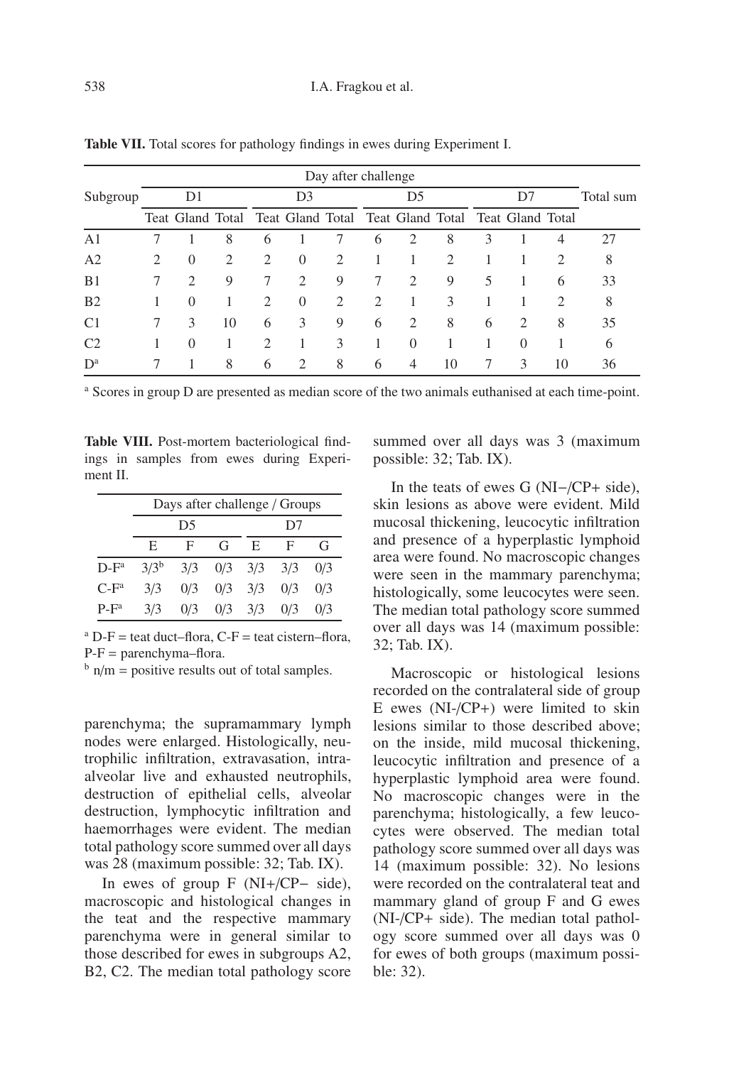**Table VII.** Total scores for pathology findings in ewes during Experiment I.

| Subgroup | Day after challenge | | | | | | | | | | | | Total sum |
|---|---|---|---|---|---|---|---|---|---|---|---|---|---|
| | D1 | | | D3 | | | D5 | | | D7 | | | |
| | Teat | Gland | Total | Teat | Gland | Total | Teat | Gland | Total | Teat | Gland | Total | |
| A1 | 7 | 1 | 8 | 6 | 1 | 7 | 6 | 2 | 8 | 3 | 1 | 4 | 27 |
| A2 | 2 | 0 | 2 | 2 | 0 | 2 | 1 | 1 | 2 | 1 | 1 | 2 | 8 |
| B1 | 7 | 2 | 9 | 7 | 2 | 9 | 7 | 2 | 9 | 5 | 1 | 6 | 33 |
| B2 | 1 | 0 | 1 | 2 | 0 | 2 | 2 | 1 | 3 | 1 | 1 | 2 | 8 |
| C1 | 7 | 3 | 10 | 6 | 3 | 9 | 6 | 2 | 8 | 6 | 2 | 8 | 35 |
| C2 | 1 | 0 | 1 | 2 | 1 | 3 | 1 | 0 | 1 | 1 | 0 | 1 | 6 |
| D[a] | 7 | 1 | 8 | 6 | 2 | 8 | 6 | 4 | 10 | 7 | 3 | 10 | 36 |

[a] Scores in group D are presented as median score of the two animals euthanised at each time-point.

**Table VIII.** Post-mortem bacteriological findings in samples from ewes during Experiment II.

| | Days after challenge / Groups | | | | | |
|---|---|---|---|---|---|---|
| | D5 | | | D7 | | |
| | E | F | G | E | F | G |
| D-F[a] | 3/3[b] | 3/3 | 0/3 | 3/3 | 3/3 | 0/3 |
| C-F[a] | 3/3 | 0/3 | 0/3 | 3/3 | 0/3 | 0/3 |
| P-F[a] | 3/3 | 0/3 | 0/3 | 3/3 | 0/3 | 0/3 |

[a] D-F = teat duct–flora, C-F = teat cistern–flora, P-F = parenchyma–flora.
[b] n/m = positive results out of total samples.

parenchyma; the supramammary lymph nodes were enlarged. Histologically, neutrophilic infiltration, extravasation, intra-alveolar live and exhausted neutrophils, destruction of epithelial cells, alveolar destruction, lymphocytic infiltration and haemorrhages were evident. The median total pathology score summed over all days was 28 (maximum possible: 32; Tab. IX).

In ewes of group F (NI+/CP− side), macroscopic and histological changes in the teat and the respective mammary parenchyma were in general similar to those described for ewes in subgroups A2, B2, C2. The median total pathology score summed over all days was 3 (maximum possible: 32; Tab. IX).

In the teats of ewes G (NI−/CP+ side), skin lesions as above were evident. Mild mucosal thickening, leucocytic infiltration and presence of a hyperplastic lymphoid area were found. No macroscopic changes were seen in the mammary parenchyma; histologically, some leucocytes were seen. The median total pathology score summed over all days was 14 (maximum possible: 32; Tab. IX).

Macroscopic or histological lesions recorded on the contralateral side of group E ewes (NI-/CP+) were limited to skin lesions similar to those described above; on the inside, mild mucosal thickening, leucocytic infiltration and presence of a hyperplastic lymphoid area were found. No macroscopic changes were in the parenchyma; histologically, a few leucocytes were observed. The median total pathology score summed over all days was 14 (maximum possible: 32). No lesions were recorded on the contralateral teat and mammary gland of group F and G ewes (NI-/CP+ side). The median total pathology score summed over all days was 0 for ewes of both groups (maximum possible: 32).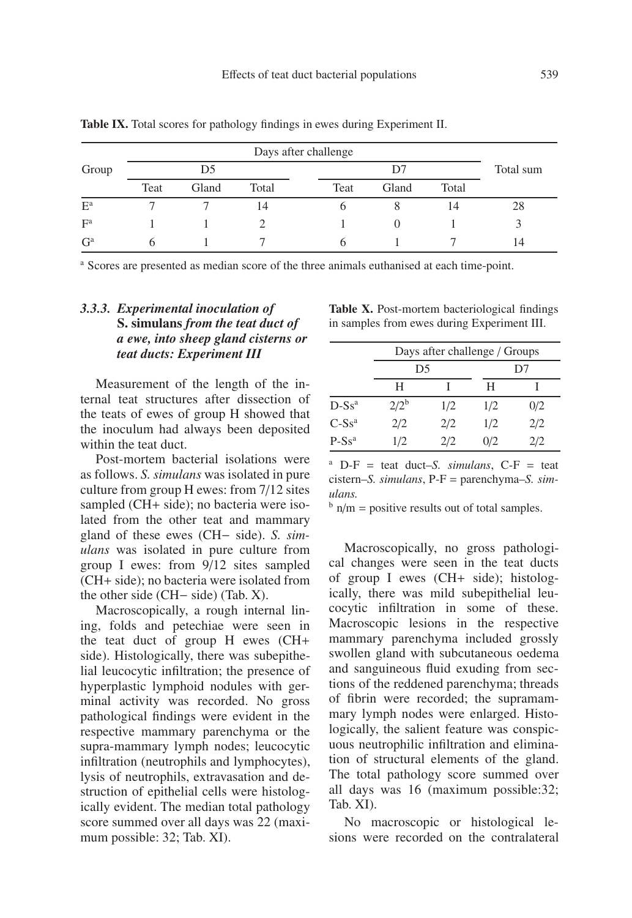**Table IX.** Total scores for pathology findings in ewes during Experiment II.

| Group | Days after challenge | | | | | | Total sum |
|---|---|---|---|---|---|---|---|
| | D5 | | | D7 | | | |
| | Teat | Gland | Total | Teat | Gland | Total | |
| E[a] | 7 | 7 | 14 | 6 | 8 | 14 | 28 |
| F[a] | 1 | 1 | 2 | 1 | 0 | 1 | 3 |
| G[a] | 6 | 1 | 7 | 6 | 1 | 7 | 14 |

[a] Scores are presented as median score of the three animals euthanised at each time-point.

### 3.3.3. *Experimental inoculation of* S. simulans *from the teat duct of a ewe, into sheep gland cisterns or teat ducts: Experiment III*

Measurement of the length of the internal teat structures after dissection of the teats of ewes of group H showed that the inoculum had always been deposited within the teat duct.

Post-mortem bacterial isolations were as follows. *S. simulans* was isolated in pure culture from group H ewes: from 7/12 sites sampled (CH+ side); no bacteria were isolated from the other teat and mammary gland of these ewes (CH− side). *S. simulans* was isolated in pure culture from group I ewes: from 9/12 sites sampled (CH+ side); no bacteria were isolated from the other side (CH− side) (Tab. X).

**Table X.** Post-mortem bacteriological findings in samples from ewes during Experiment III.

| | Days after challenge / Groups | | | |
|---|---|---|---|---|
| | D5 | | D7 | |
| | H | I | H | I |
| D-Ss[a] | 2/2[b] | 1/2 | 1/2 | 0/2 |
| C-Ss[a] | 2/2 | 2/2 | 1/2 | 2/2 |
| P-Ss[a] | 1/2 | 2/2 | 0/2 | 2/2 |

[a] D-F = teat duct–*S. simulans*, C-F = teat cistern–*S. simulans*, P-F = parenchyma–*S. simulans.*

[b] n/m = positive results out of total samples.

Macroscopically, a rough internal lining, folds and petechiae were seen in the teat duct of group H ewes (CH+ side). Histologically, there was subepithelial leucocytic infiltration; the presence of hyperplastic lymphoid nodules with germinal activity was recorded. No gross pathological findings were evident in the respective mammary parenchyma or the supra-mammary lymph nodes; leucocytic infiltration (neutrophils and lymphocytes), lysis of neutrophils, extravasation and destruction of epithelial cells were histologically evident. The median total pathology score summed over all days was 22 (maximum possible: 32; Tab. XI).

Macroscopically, no gross pathological changes were seen in the teat ducts of group I ewes (CH+ side); histologically, there was mild subepithelial leucocytic infiltration in some of these. Macroscopic lesions in the respective mammary parenchyma included grossly swollen gland with subcutaneous oedema and sanguineous fluid exuding from sections of the reddened parenchyma; threads of fibrin were recorded; the supramammary lymph nodes were enlarged. Histologically, the salient feature was conspicuous neutrophilic infiltration and elimination of structural elements of the gland. The total pathology score summed over all days was 16 (maximum possible:32; Tab. XI).

No macroscopic or histological lesions were recorded on the contralateral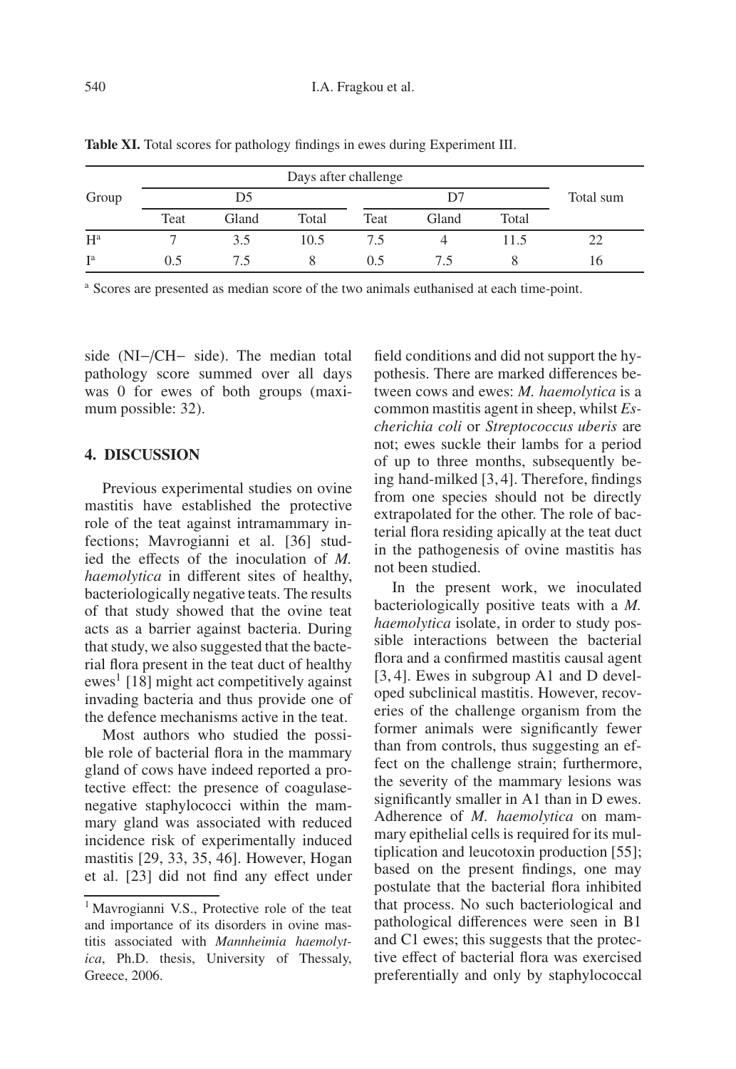**Table XI.** Total scores for pathology findings in ewes during Experiment III.

| Group | Days after challenge | | | | | | Total sum |
|---|---|---|---|---|---|---|---|
| | D5 | | | D7 | | | |
| | Teat | Gland | Total | Teat | Gland | Total | |
| H[a] | 7 | 3.5 | 10.5 | 7.5 | 4 | 11.5 | 22 |
| I[a] | 0.5 | 7.5 | 8 | 0.5 | 7.5 | 8 | 16 |

[a] Scores are presented as median score of the two animals euthanised at each time-point.

side (NI−/CH− side). The median total pathology score summed over all days was 0 for ewes of both groups (maximum possible: 32).

## 4. DISCUSSION

Previous experimental studies on ovine mastitis have established the protective role of the teat against intramammary infections; Mavrogianni et al. [36] studied the effects of the inoculation of *M. haemolytica* in different sites of healthy, bacteriologically negative teats. The results of that study showed that the ovine teat acts as a barrier against bacteria. During that study, we also suggested that the bacterial flora present in the teat duct of healthy ewes[1] [18] might act competitively against invading bacteria and thus provide one of the defence mechanisms active in the teat.

Most authors who studied the possible role of bacterial flora in the mammary gland of cows have indeed reported a protective effect: the presence of coagulase-negative staphylococci within the mammary gland was associated with reduced incidence risk of experimentally induced mastitis [29, 33, 35, 46]. However, Hogan et al. [23] did not find any effect under field conditions and did not support the hypothesis. There are marked differences between cows and ewes: *M. haemolytica* is a common mastitis agent in sheep, whilst *Escherichia coli* or *Streptococcus uberis* are not; ewes suckle their lambs for a period of up to three months, subsequently being hand-milked [3, 4]. Therefore, findings from one species should not be directly extrapolated for the other. The role of bacterial flora residing apically at the teat duct in the pathogenesis of ovine mastitis has not been studied.

In the present work, we inoculated bacteriologically positive teats with a *M. haemolytica* isolate, in order to study possible interactions between the bacterial flora and a confirmed mastitis causal agent [3, 4]. Ewes in subgroup A1 and D developed subclinical mastitis. However, recoveries of the challenge organism from the former animals were significantly fewer than from controls, thus suggesting an effect on the challenge strain; furthermore, the severity of the mammary lesions was significantly smaller in A1 than in D ewes. Adherence of *M. haemolytica* on mammary epithelial cells is required for its multiplication and leucotoxin production [55]; based on the present findings, one may postulate that the bacterial flora inhibited that process. No such bacteriological and pathological differences were seen in B1 and C1 ewes; this suggests that the protective effect of bacterial flora was exercised preferentially and only by staphylococcal

[1] Mavrogianni V.S., Protective role of the teat and importance of its disorders in ovine mastitis associated with *Mannheimia haemolytica*, Ph.D. thesis, University of Thessaly, Greece, 2006.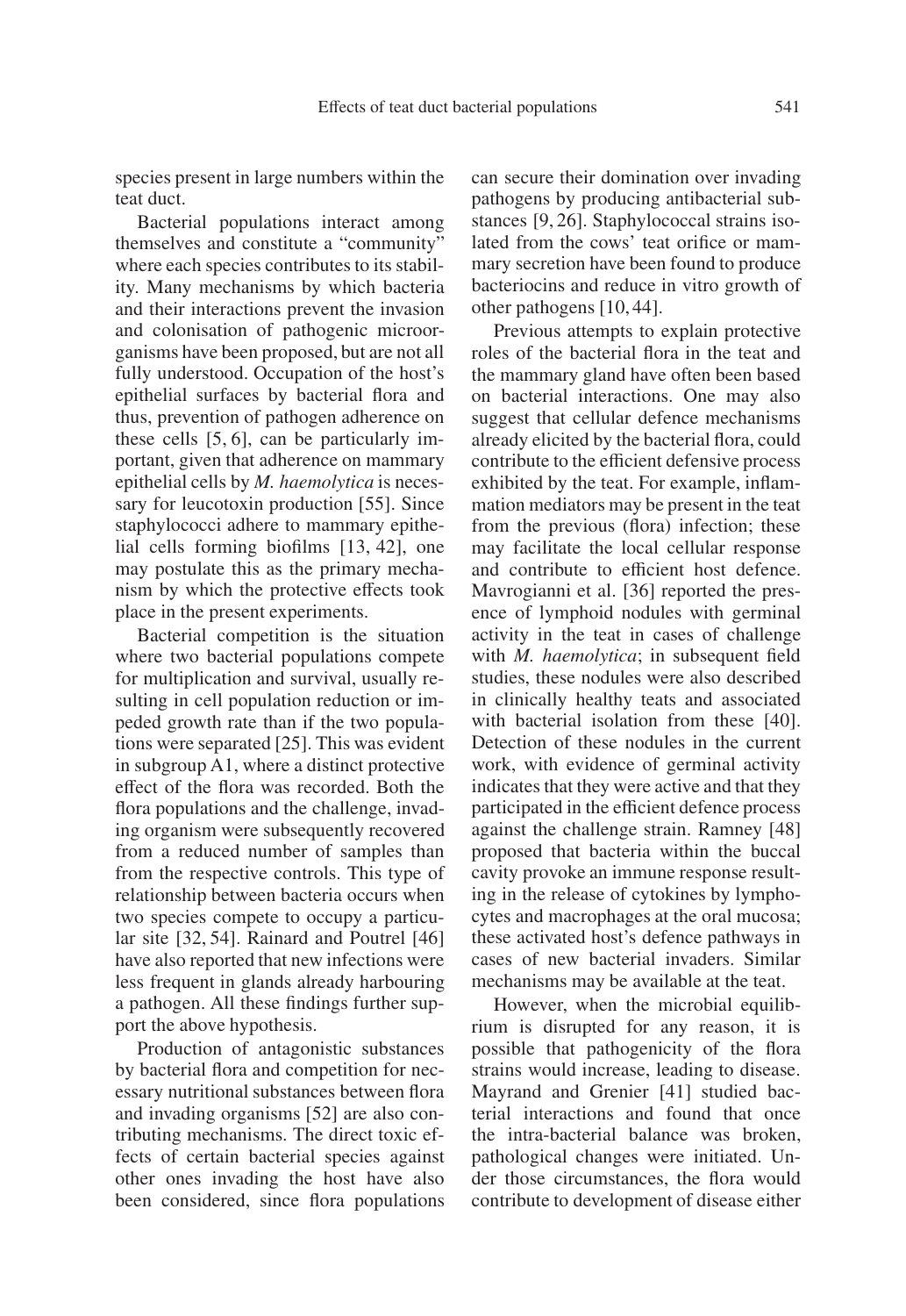species present in large numbers within the teat duct.

Bacterial populations interact among themselves and constitute a "community" where each species contributes to its stability. Many mechanisms by which bacteria and their interactions prevent the invasion and colonisation of pathogenic microorganisms have been proposed, but are not all fully understood. Occupation of the host's epithelial surfaces by bacterial flora and thus, prevention of pathogen adherence on these cells [5, 6], can be particularly important, given that adherence on mammary epithelial cells by *M. haemolytica* is necessary for leucotoxin production [55]. Since staphylococci adhere to mammary epithelial cells forming biofilms [13, 42], one may postulate this as the primary mechanism by which the protective effects took place in the present experiments.

Bacterial competition is the situation where two bacterial populations compete for multiplication and survival, usually resulting in cell population reduction or impeded growth rate than if the two populations were separated [25]. This was evident in subgroup A1, where a distinct protective effect of the flora was recorded. Both the flora populations and the challenge, invading organism were subsequently recovered from a reduced number of samples than from the respective controls. This type of relationship between bacteria occurs when two species compete to occupy a particular site [32, 54]. Rainard and Poutrel [46] have also reported that new infections were less frequent in glands already harbouring a pathogen. All these findings further support the above hypothesis.

Production of antagonistic substances by bacterial flora and competition for necessary nutritional substances between flora and invading organisms [52] are also contributing mechanisms. The direct toxic effects of certain bacterial species against other ones invading the host have also been considered, since flora populations can secure their domination over invading pathogens by producing antibacterial substances [9, 26]. Staphylococcal strains isolated from the cows' teat orifice or mammary secretion have been found to produce bacteriocins and reduce in vitro growth of other pathogens [10, 44].

Previous attempts to explain protective roles of the bacterial flora in the teat and the mammary gland have often been based on bacterial interactions. One may also suggest that cellular defence mechanisms already elicited by the bacterial flora, could contribute to the efficient defensive process exhibited by the teat. For example, inflammation mediators may be present in the teat from the previous (flora) infection; these may facilitate the local cellular response and contribute to efficient host defence. Mavrogianni et al. [36] reported the presence of lymphoid nodules with germinal activity in the teat in cases of challenge with *M. haemolytica*; in subsequent field studies, these nodules were also described in clinically healthy teats and associated with bacterial isolation from these [40]. Detection of these nodules in the current work, with evidence of germinal activity indicates that they were active and that they participated in the efficient defence process against the challenge strain. Ramney [48] proposed that bacteria within the buccal cavity provoke an immune response resulting in the release of cytokines by lymphocytes and macrophages at the oral mucosa; these activated host's defence pathways in cases of new bacterial invaders. Similar mechanisms may be available at the teat.

However, when the microbial equilibrium is disrupted for any reason, it is possible that pathogenicity of the flora strains would increase, leading to disease. Mayrand and Grenier [41] studied bacterial interactions and found that once the intra-bacterial balance was broken, pathological changes were initiated. Under those circumstances, the flora would contribute to development of disease either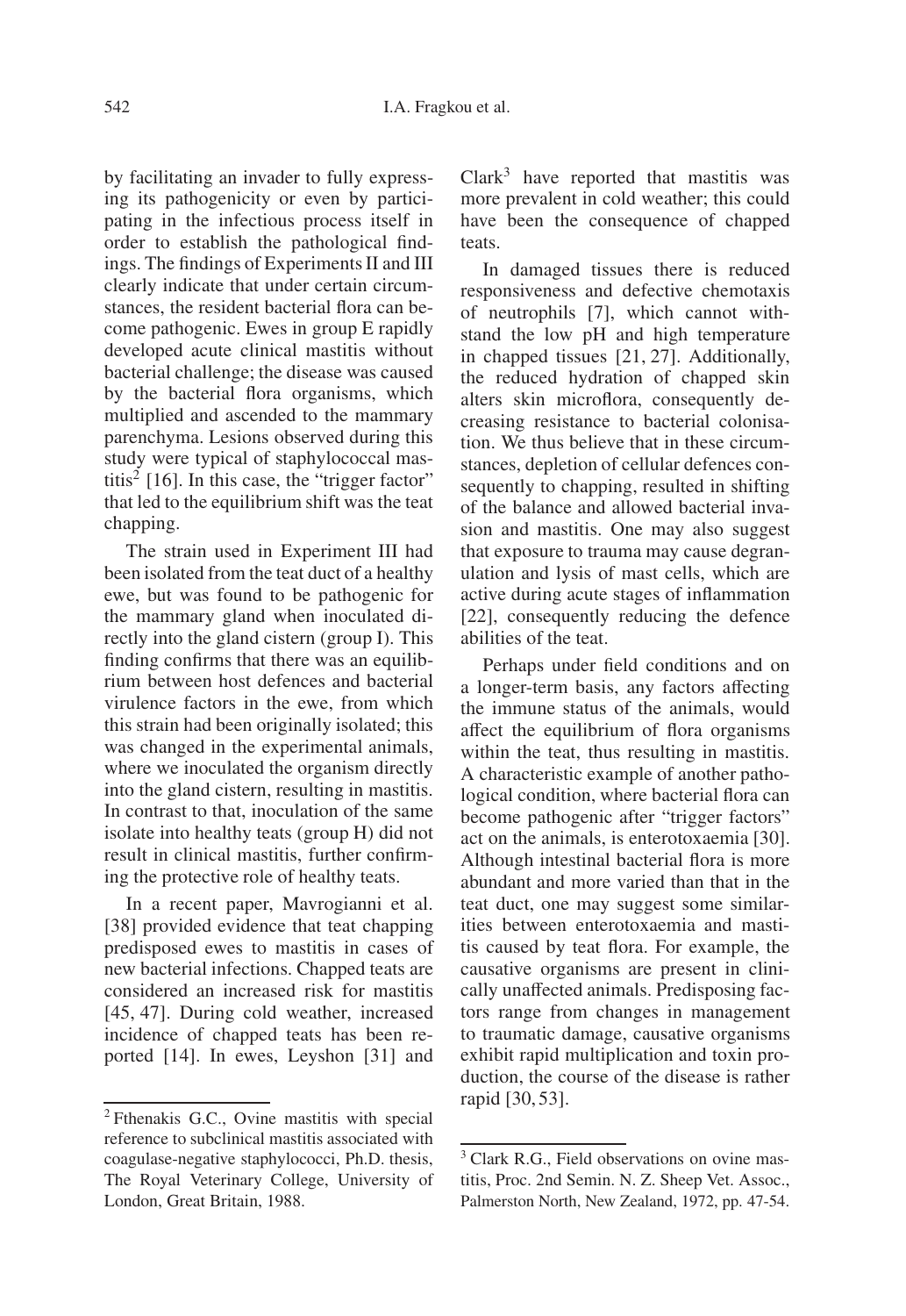by facilitating an invader to fully expressing its pathogenicity or even by participating in the infectious process itself in order to establish the pathological findings. The findings of Experiments II and III clearly indicate that under certain circumstances, the resident bacterial flora can become pathogenic. Ewes in group E rapidly developed acute clinical mastitis without bacterial challenge; the disease was caused by the bacterial flora organisms, which multiplied and ascended to the mammary parenchyma. Lesions observed during this study were typical of staphylococcal mastitis[2] [16]. In this case, the "trigger factor" that led to the equilibrium shift was the teat chapping.

The strain used in Experiment III had been isolated from the teat duct of a healthy ewe, but was found to be pathogenic for the mammary gland when inoculated directly into the gland cistern (group I). This finding confirms that there was an equilibrium between host defences and bacterial virulence factors in the ewe, from which this strain had been originally isolated; this was changed in the experimental animals, where we inoculated the organism directly into the gland cistern, resulting in mastitis. In contrast to that, inoculation of the same isolate into healthy teats (group H) did not result in clinical mastitis, further confirming the protective role of healthy teats.

In a recent paper, Mavrogianni et al. [38] provided evidence that teat chapping predisposed ewes to mastitis in cases of new bacterial infections. Chapped teats are considered an increased risk for mastitis [45, 47]. During cold weather, increased incidence of chapped teats has been reported [14]. In ewes, Leyshon [31] and Clark[3] have reported that mastitis was more prevalent in cold weather; this could have been the consequence of chapped teats.

In damaged tissues there is reduced responsiveness and defective chemotaxis of neutrophils [7], which cannot withstand the low pH and high temperature in chapped tissues [21, 27]. Additionally, the reduced hydration of chapped skin alters skin microflora, consequently decreasing resistance to bacterial colonisation. We thus believe that in these circumstances, depletion of cellular defences consequently to chapping, resulted in shifting of the balance and allowed bacterial invasion and mastitis. One may also suggest that exposure to trauma may cause degranulation and lysis of mast cells, which are active during acute stages of inflammation [22], consequently reducing the defence abilities of the teat.

Perhaps under field conditions and on a longer-term basis, any factors affecting the immune status of the animals, would affect the equilibrium of flora organisms within the teat, thus resulting in mastitis. A characteristic example of another pathological condition, where bacterial flora can become pathogenic after "trigger factors" act on the animals, is enterotoxaemia [30]. Although intestinal bacterial flora is more abundant and more varied than that in the teat duct, one may suggest some similarities between enterotoxaemia and mastitis caused by teat flora. For example, the causative organisms are present in clinically unaffected animals. Predisposing factors range from changes in management to traumatic damage, causative organisms exhibit rapid multiplication and toxin production, the course of the disease is rather rapid [30, 53].

---

[2] Fthenakis G.C., Ovine mastitis with special reference to subclinical mastitis associated with coagulase-negative staphylococci, Ph.D. thesis, The Royal Veterinary College, University of London, Great Britain, 1988.

[3] Clark R.G., Field observations on ovine mastitis, Proc. 2nd Semin. N. Z. Sheep Vet. Assoc., Palmerston North, New Zealand, 1972, pp. 47-54.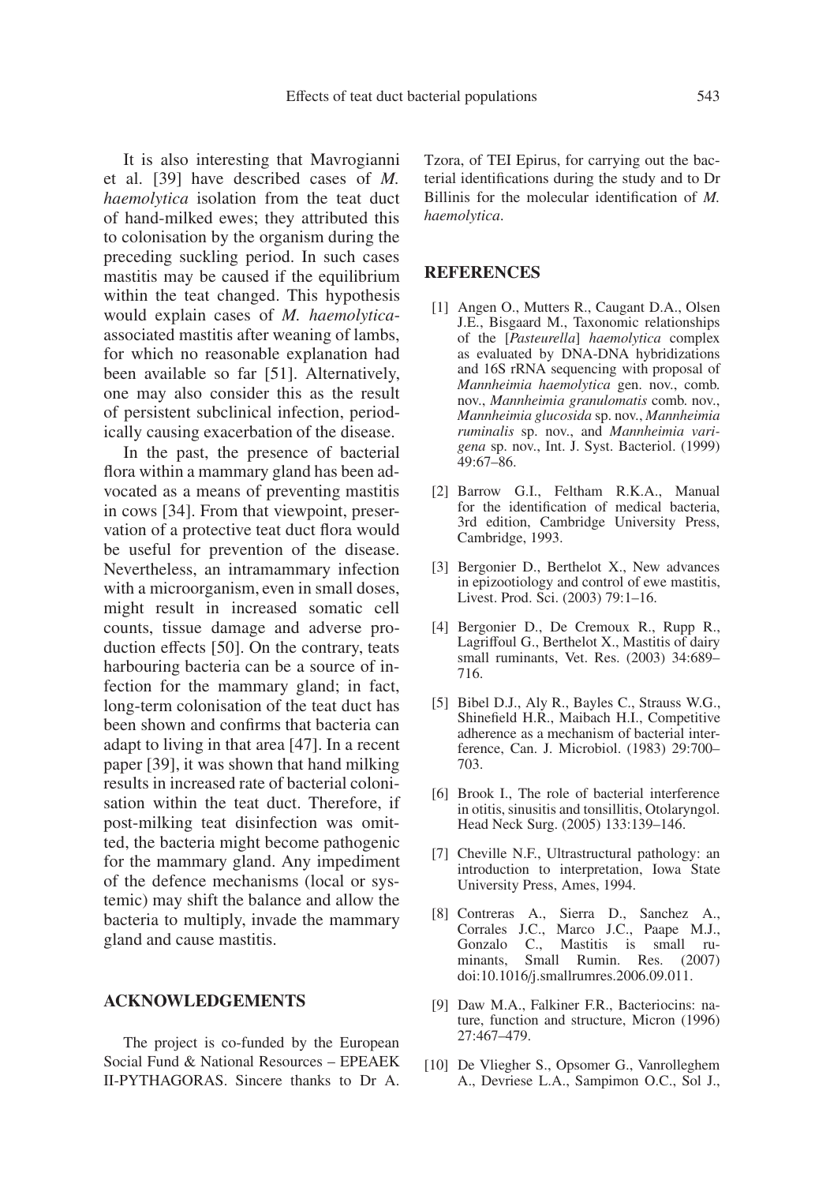It is also interesting that Mavrogianni et al. [39] have described cases of *M. haemolytica* isolation from the teat duct of hand-milked ewes; they attributed this to colonisation by the organism during the preceding suckling period. In such cases mastitis may be caused if the equilibrium within the teat changed. This hypothesis would explain cases of *M. haemolytica*-associated mastitis after weaning of lambs, for which no reasonable explanation had been available so far [51]. Alternatively, one may also consider this as the result of persistent subclinical infection, periodically causing exacerbation of the disease.

In the past, the presence of bacterial flora within a mammary gland has been advocated as a means of preventing mastitis in cows [34]. From that viewpoint, preservation of a protective teat duct flora would be useful for prevention of the disease. Nevertheless, an intramammary infection with a microorganism, even in small doses, might result in increased somatic cell counts, tissue damage and adverse production effects [50]. On the contrary, teats harbouring bacteria can be a source of infection for the mammary gland; in fact, long-term colonisation of the teat duct has been shown and confirms that bacteria can adapt to living in that area [47]. In a recent paper [39], it was shown that hand milking results in increased rate of bacterial colonisation within the teat duct. Therefore, if post-milking teat disinfection was omitted, the bacteria might become pathogenic for the mammary gland. Any impediment of the defence mechanisms (local or systemic) may shift the balance and allow the bacteria to multiply, invade the mammary gland and cause mastitis.

## ACKNOWLEDGEMENTS

The project is co-funded by the European Social Fund & National Resources – EPEAEK II-PYTHAGORAS. Sincere thanks to Dr A. Tzora, of TEI Epirus, for carrying out the bacterial identifications during the study and to Dr Billinis for the molecular identification of *M. haemolytica*.

## REFERENCES

[1] Angen O., Mutters R., Caugant D.A., Olsen J.E., Bisgaard M., Taxonomic relationships of the [*Pasteurella*] *haemolytica* complex as evaluated by DNA-DNA hybridizations and 16S rRNA sequencing with proposal of *Mannheimia haemolytica* gen. nov., comb. nov., *Mannheimia granulomatis* comb. nov., *Mannheimia glucosida* sp. nov., *Mannheimia ruminalis* sp. nov., and *Mannheimia varigena* sp. nov., Int. J. Syst. Bacteriol. (1999) 49:67–86.

[2] Barrow G.I., Feltham R.K.A., Manual for the identification of medical bacteria, 3rd edition, Cambridge University Press, Cambridge, 1993.

[3] Bergonier D., Berthelot X., New advances in epizootiology and control of ewe mastitis, Livest. Prod. Sci. (2003) 79:1–16.

[4] Bergonier D., De Cremoux R., Rupp R., Lagriffoul G., Berthelot X., Mastitis of dairy small ruminants, Vet. Res. (2003) 34:689–716.

[5] Bibel D.J., Aly R., Bayles C., Strauss W.G., Shinefield H.R., Maibach H.I., Competitive adherence as a mechanism of bacterial interference, Can. J. Microbiol. (1983) 29:700–703.

[6] Brook I., The role of bacterial interference in otitis, sinusitis and tonsillitis, Otolaryngol. Head Neck Surg. (2005) 133:139–146.

[7] Cheville N.F., Ultrastructural pathology: an introduction to interpretation, Iowa State University Press, Ames, 1994.

[8] Contreras A., Sierra D., Sanchez A., Corrales J.C., Marco J.C., Paape M.J., Gonzalo C., Mastitis is small ruminants, Small Rumin. Res. (2007) doi:10.1016/j.smallrumres.2006.09.011.

[9] Daw M.A., Falkiner F.R., Bacteriocins: nature, function and structure, Micron (1996) 27:467–479.

[10] De Vliegher S., Opsomer G., Vanrolleghem A., Devriese L.A., Sampimon O.C., Sol J.,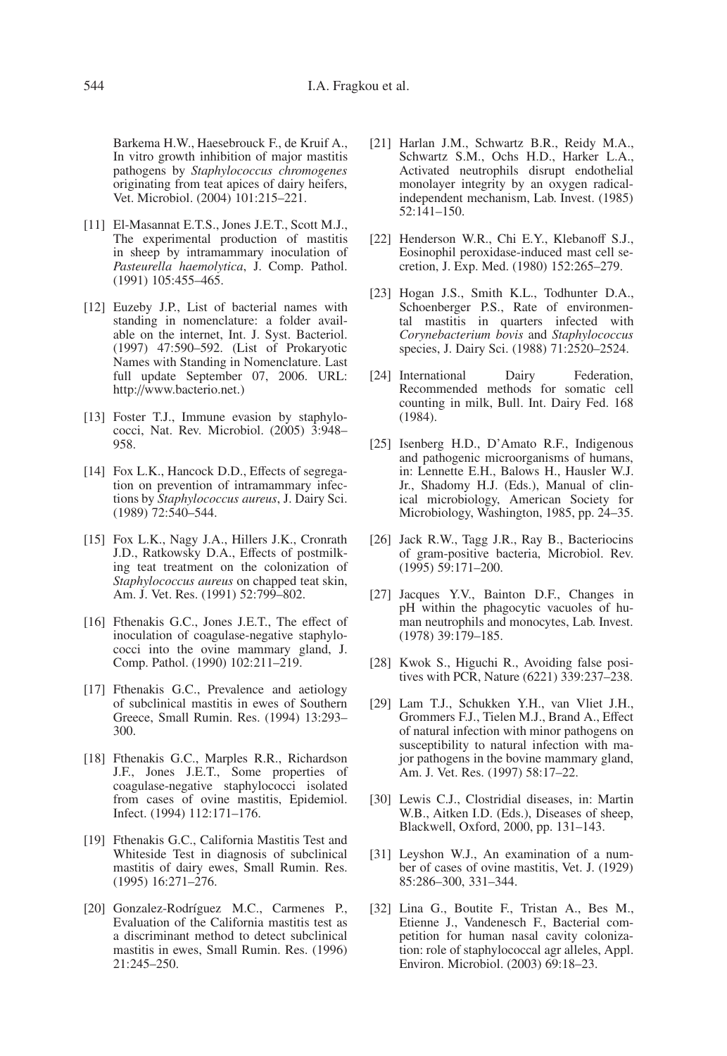Barkema H.W., Haesebrouck F., de Kruif A., In vitro growth inhibition of major mastitis pathogens by *Staphylococcus chromogenes* originating from teat apices of dairy heifers, Vet. Microbiol. (2004) 101:215–221.

[11] El-Masannat E.T.S., Jones J.E.T., Scott M.J., The experimental production of mastitis in sheep by intramammary inoculation of *Pasteurella haemolytica*, J. Comp. Pathol. (1991) 105:455–465.

[12] Euzeby J.P., List of bacterial names with standing in nomenclature: a folder available on the internet, Int. J. Syst. Bacteriol. (1997) 47:590–592. (List of Prokaryotic Names with Standing in Nomenclature. Last full update September 07, 2006. URL: http://www.bacterio.net.)

[13] Foster T.J., Immune evasion by staphylococci, Nat. Rev. Microbiol. (2005) 3:948–958.

[14] Fox L.K., Hancock D.D., Effects of segregation on prevention of intramammary infections by *Staphylococcus aureus*, J. Dairy Sci. (1989) 72:540–544.

[15] Fox L.K., Nagy J.A., Hillers J.K., Cronrath J.D., Ratkowsky D.A., Effects of postmilking teat treatment on the colonization of *Staphylococcus aureus* on chapped teat skin, Am. J. Vet. Res. (1991) 52:799–802.

[16] Fthenakis G.C., Jones J.E.T., The effect of inoculation of coagulase-negative staphylococci into the ovine mammary gland, J. Comp. Pathol. (1990) 102:211–219.

[17] Fthenakis G.C., Prevalence and aetiology of subclinical mastitis in ewes of Southern Greece, Small Rumin. Res. (1994) 13:293–300.

[18] Fthenakis G.C., Marples R.R., Richardson J.F., Jones J.E.T., Some properties of coagulase-negative staphylococci isolated from cases of ovine mastitis, Epidemiol. Infect. (1994) 112:171–176.

[19] Fthenakis G.C., California Mastitis Test and Whiteside Test in diagnosis of subclinical mastitis of dairy ewes, Small Rumin. Res. (1995) 16:271–276.

[20] Gonzalez-Rodríguez M.C., Carmenes P., Evaluation of the California mastitis test as a discriminant method to detect subclinical mastitis in ewes, Small Rumin. Res. (1996) 21:245–250.

[21] Harlan J.M., Schwartz B.R., Reidy M.A., Schwartz S.M., Ochs H.D., Harker L.A., Activated neutrophils disrupt endothelial monolayer integrity by an oxygen radical-independent mechanism, Lab. Invest. (1985) 52:141–150.

[22] Henderson W.R., Chi E.Y., Klebanoff S.J., Eosinophil peroxidase-induced mast cell secretion, J. Exp. Med. (1980) 152:265–279.

[23] Hogan J.S., Smith K.L., Todhunter D.A., Schoenberger P.S., Rate of environmental mastitis in quarters infected with *Corynebacterium bovis* and *Staphylococcus* species, J. Dairy Sci. (1988) 71:2520–2524.

[24] International Dairy Federation, Recommended methods for somatic cell counting in milk, Bull. Int. Dairy Fed. 168 (1984).

[25] Isenberg H.D., D'Amato R.F., Indigenous and pathogenic microorganisms of humans, in: Lennette E.H., Balows H., Hausler W.J. Jr., Shadomy H.J. (Eds.), Manual of clinical microbiology, American Society for Microbiology, Washington, 1985, pp. 24–35.

[26] Jack R.W., Tagg J.R., Ray B., Bacteriocins of gram-positive bacteria, Microbiol. Rev. (1995) 59:171–200.

[27] Jacques Y.V., Bainton D.F., Changes in pH within the phagocytic vacuoles of human neutrophils and monocytes, Lab. Invest. (1978) 39:179–185.

[28] Kwok S., Higuchi R., Avoiding false positives with PCR, Nature (6221) 339:237–238.

[29] Lam T.J., Schukken Y.H., van Vliet J.H., Grommers F.J., Tielen M.J., Brand A., Effect of natural infection with minor pathogens on susceptibility to natural infection with major pathogens in the bovine mammary gland, Am. J. Vet. Res. (1997) 58:17–22.

[30] Lewis C.J., Clostridial diseases, in: Martin W.B., Aitken I.D. (Eds.), Diseases of sheep, Blackwell, Oxford, 2000, pp. 131–143.

[31] Leyshon W.J., An examination of a number of cases of ovine mastitis, Vet. J. (1929) 85:286–300, 331–344.

[32] Lina G., Boutite F., Tristan A., Bes M., Etienne J., Vandenesch F., Bacterial competition for human nasal cavity colonization: role of staphylococcal agr alleles, Appl. Environ. Microbiol. (2003) 69:18–23.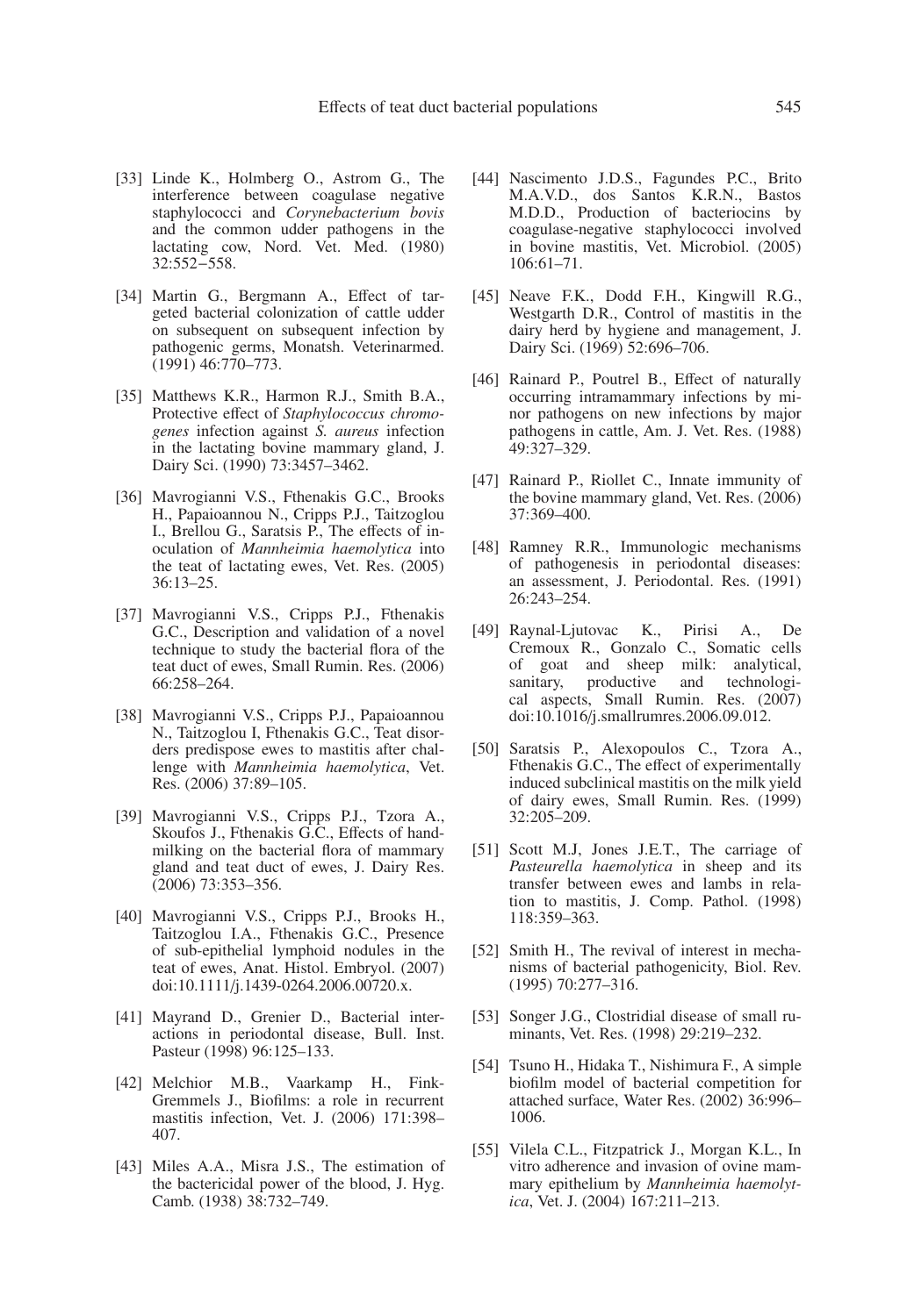[33] Linde K., Holmberg O., Astrom G., The interference between coagulase negative staphylococci and *Corynebacterium bovis* and the common udder pathogens in the lactating cow, Nord. Vet. Med. (1980) 32:552–558.

[34] Martin G., Bergmann A., Effect of targeted bacterial colonization of cattle udder on subsequent on subsequent infection by pathogenic germs, Monatsh. Veterinarmed. (1991) 46:770–773.

[35] Matthews K.R., Harmon R.J., Smith B.A., Protective effect of *Staphylococcus chromogenes* infection against *S. aureus* infection in the lactating bovine mammary gland, J. Dairy Sci. (1990) 73:3457–3462.

[36] Mavrogianni V.S., Fthenakis G.C., Brooks H., Papaioannou N., Cripps P.J., Taitzoglou I., Brellou G., Saratsis P., The effects of inoculation of *Mannheimia haemolytica* into the teat of lactating ewes, Vet. Res. (2005) 36:13–25.

[37] Mavrogianni V.S., Cripps P.J., Fthenakis G.C., Description and validation of a novel technique to study the bacterial flora of the teat duct of ewes, Small Rumin. Res. (2006) 66:258–264.

[38] Mavrogianni V.S., Cripps P.J., Papaioannou N., Taitzoglou I, Fthenakis G.C., Teat disorders predispose ewes to mastitis after challenge with *Mannheimia haemolytica*, Vet. Res. (2006) 37:89–105.

[39] Mavrogianni V.S., Cripps P.J., Tzora A., Skoufos J., Fthenakis G.C., Effects of hand-milking on the bacterial flora of mammary gland and teat duct of ewes, J. Dairy Res. (2006) 73:353–356.

[40] Mavrogianni V.S., Cripps P.J., Brooks H., Taitzoglou I.A., Fthenakis G.C., Presence of sub-epithelial lymphoid nodules in the teat of ewes, Anat. Histol. Embryol. (2007) doi:10.1111/j.1439-0264.2006.00720.x.

[41] Mayrand D., Grenier D., Bacterial interactions in periodontal disease, Bull. Inst. Pasteur (1998) 96:125–133.

[42] Melchior M.B., Vaarkamp H., Fink-Gremmels J., Biofilms: a role in recurrent mastitis infection, Vet. J. (2006) 171:398–407.

[43] Miles A.A., Misra J.S., The estimation of the bactericidal power of the blood, J. Hyg. Camb. (1938) 38:732–749.

[44] Nascimento J.D.S., Fagundes P.C., Brito M.A.V.D., dos Santos K.R.N., Bastos M.D.D., Production of bacteriocins by coagulase-negative staphylococci involved in bovine mastitis, Vet. Microbiol. (2005) 106:61–71.

[45] Neave F.K., Dodd F.H., Kingwill R.G., Westgarth D.R., Control of mastitis in the dairy herd by hygiene and management, J. Dairy Sci. (1969) 52:696–706.

[46] Rainard P., Poutrel B., Effect of naturally occurring intramammary infections by minor pathogens on new infections by major pathogens in cattle, Am. J. Vet. Res. (1988) 49:327–329.

[47] Rainard P., Riollet C., Innate immunity of the bovine mammary gland, Vet. Res. (2006) 37:369–400.

[48] Ramney R.R., Immunologic mechanisms of pathogenesis in periodontal diseases: an assessment, J. Periodontal. Res. (1991) 26:243–254.

[49] Raynal-Ljutovac K., Pirisi A., De Cremoux R., Gonzalo C., Somatic cells of goat and sheep milk: analytical, sanitary, productive and technological aspects, Small Rumin. Res. (2007) doi:10.1016/j.smallrumres.2006.09.012.

[50] Saratsis P., Alexopoulos C., Tzora A., Fthenakis G.C., The effect of experimentally induced subclinical mastitis on the milk yield of dairy ewes, Small Rumin. Res. (1999) 32:205–209.

[51] Scott M.J, Jones J.E.T., The carriage of *Pasteurella haemolytica* in sheep and its transfer between ewes and lambs in relation to mastitis, J. Comp. Pathol. (1998) 118:359–363.

[52] Smith H., The revival of interest in mechanisms of bacterial pathogenicity, Biol. Rev. (1995) 70:277–316.

[53] Songer J.G., Clostridial disease of small ruminants, Vet. Res. (1998) 29:219–232.

[54] Tsuno H., Hidaka T., Nishimura F., A simple biofilm model of bacterial competition for attached surface, Water Res. (2002) 36:996–1006.

[55] Vilela C.L., Fitzpatrick J., Morgan K.L., In vitro adherence and invasion of ovine mammary epithelium by *Mannheimia haemolytica*, Vet. J. (2004) 167:211–213.